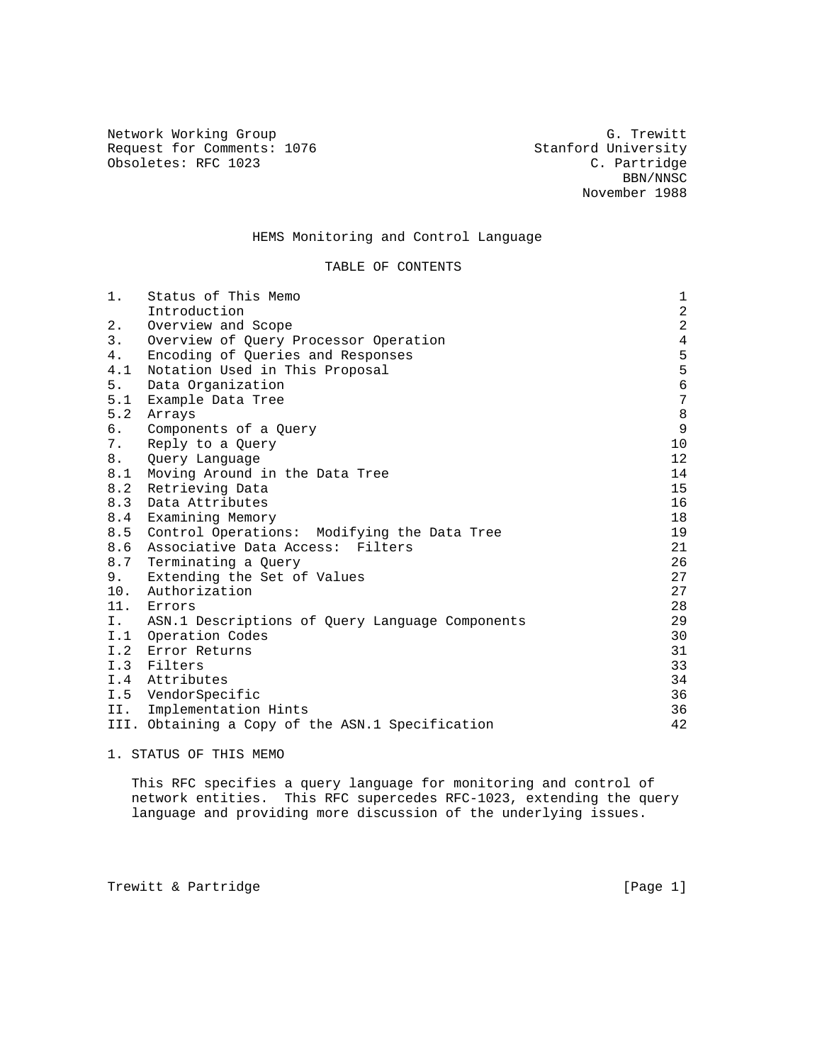Network Working Group G. Trewitt
Request for Comments: 1076 Stanford University
Obsoletes: RFC 1023 C. Partridge
BBN/NNSC
November 1988

# HEMS Monitoring and Control Language

## TABLE OF CONTENTS

| | | |
|---|---|---|
| 1. | Status of This Memo | 1 |
| | Introduction | 2 |
| 2. | Overview and Scope | 2 |
| 3. | Overview of Query Processor Operation | 4 |
| 4. | Encoding of Queries and Responses | 5 |
| 4.1 | Notation Used in This Proposal | 5 |
| 5. | Data Organization | 6 |
| 5.1 | Example Data Tree | 7 |
| 5.2 | Arrays | 8 |
| 6. | Components of a Query | 9 |
| 7. | Reply to a Query | 10 |
| 8. | Query Language | 12 |
| 8.1 | Moving Around in the Data Tree | 14 |
| 8.2 | Retrieving Data | 15 |
| 8.3 | Data Attributes | 16 |
| 8.4 | Examining Memory | 18 |
| 8.5 | Control Operations: Modifying the Data Tree | 19 |
| 8.6 | Associative Data Access: Filters | 21 |
| 8.7 | Terminating a Query | 26 |
| 9. | Extending the Set of Values | 27 |
| 10. | Authorization | 27 |
| 11. | Errors | 28 |
| I. | ASN.1 Descriptions of Query Language Components | 29 |
| I.1 | Operation Codes | 30 |
| I.2 | Error Returns | 31 |
| I.3 | Filters | 33 |
| I.4 | Attributes | 34 |
| I.5 | VendorSpecific | 36 |
| II. | Implementation Hints | 36 |
| III. | Obtaining a Copy of the ASN.1 Specification | 42 |

## 1. STATUS OF THIS MEMO

This RFC specifies a query language for monitoring and control of network entities. This RFC supercedes RFC-1023, extending the query language and providing more discussion of the underlying issues.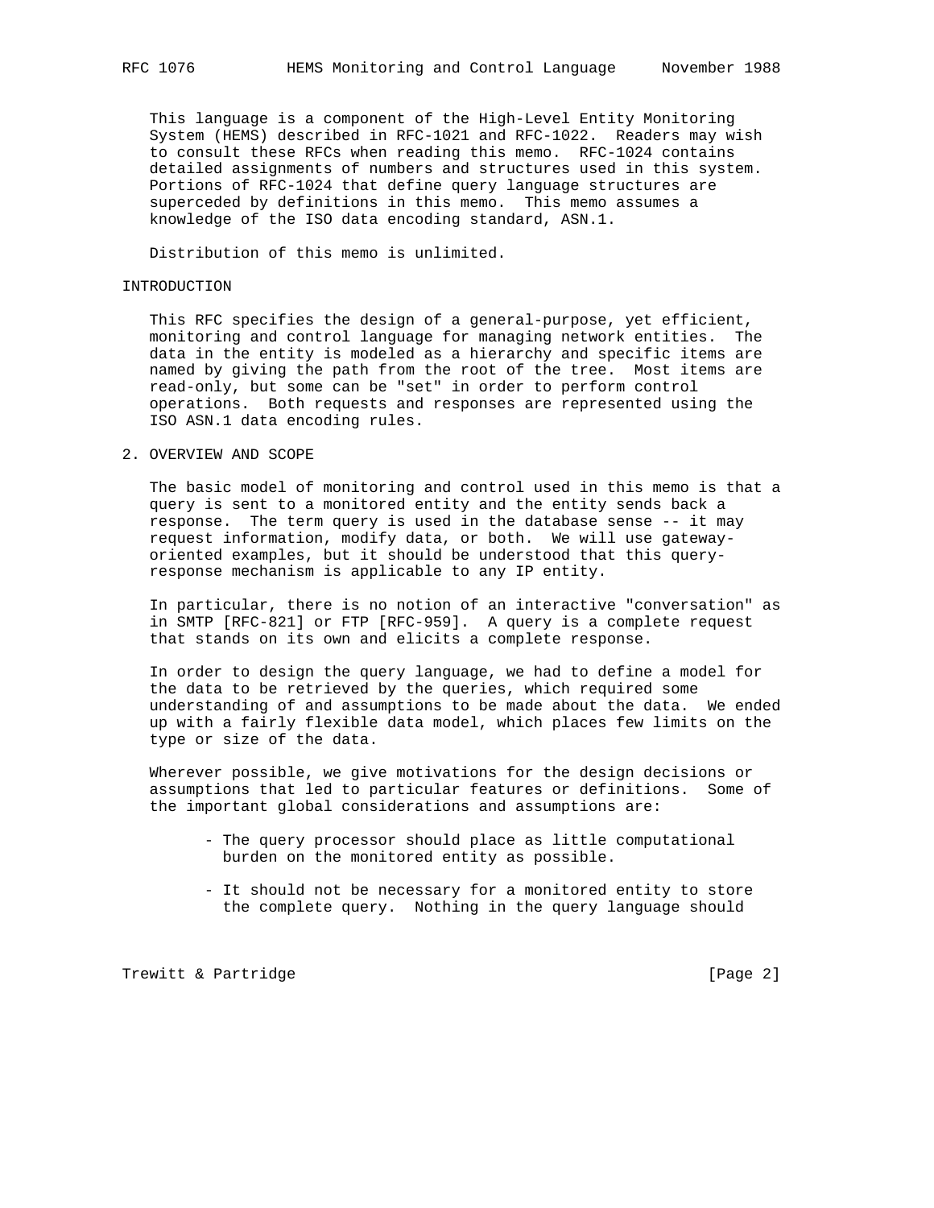This language is a component of the High-Level Entity Monitoring System (HEMS) described in RFC-1021 and RFC-1022. Readers may wish to consult these RFCs when reading this memo. RFC-1024 contains detailed assignments of numbers and structures used in this system. Portions of RFC-1024 that define query language structures are superceded by definitions in this memo. This memo assumes a knowledge of the ISO data encoding standard, ASN.1.

Distribution of this memo is unlimited.

## INTRODUCTION

This RFC specifies the design of a general-purpose, yet efficient, monitoring and control language for managing network entities. The data in the entity is modeled as a hierarchy and specific items are named by giving the path from the root of the tree. Most items are read-only, but some can be "set" in order to perform control operations. Both requests and responses are represented using the ISO ASN.1 data encoding rules.

## 2. OVERVIEW AND SCOPE

The basic model of monitoring and control used in this memo is that a query is sent to a monitored entity and the entity sends back a response. The term query is used in the database sense -- it may request information, modify data, or both. We will use gateway-oriented examples, but it should be understood that this query-response mechanism is applicable to any IP entity.

In particular, there is no notion of an interactive "conversation" as in SMTP [RFC-821] or FTP [RFC-959]. A query is a complete request that stands on its own and elicits a complete response.

In order to design the query language, we had to define a model for the data to be retrieved by the queries, which required some understanding of and assumptions to be made about the data. We ended up with a fairly flexible data model, which places few limits on the type or size of the data.

Wherever possible, we give motivations for the design decisions or assumptions that led to particular features or definitions. Some of the important global considerations and assumptions are:

- The query processor should place as little computational burden on the monitored entity as possible.

- It should not be necessary for a monitored entity to store the complete query. Nothing in the query language should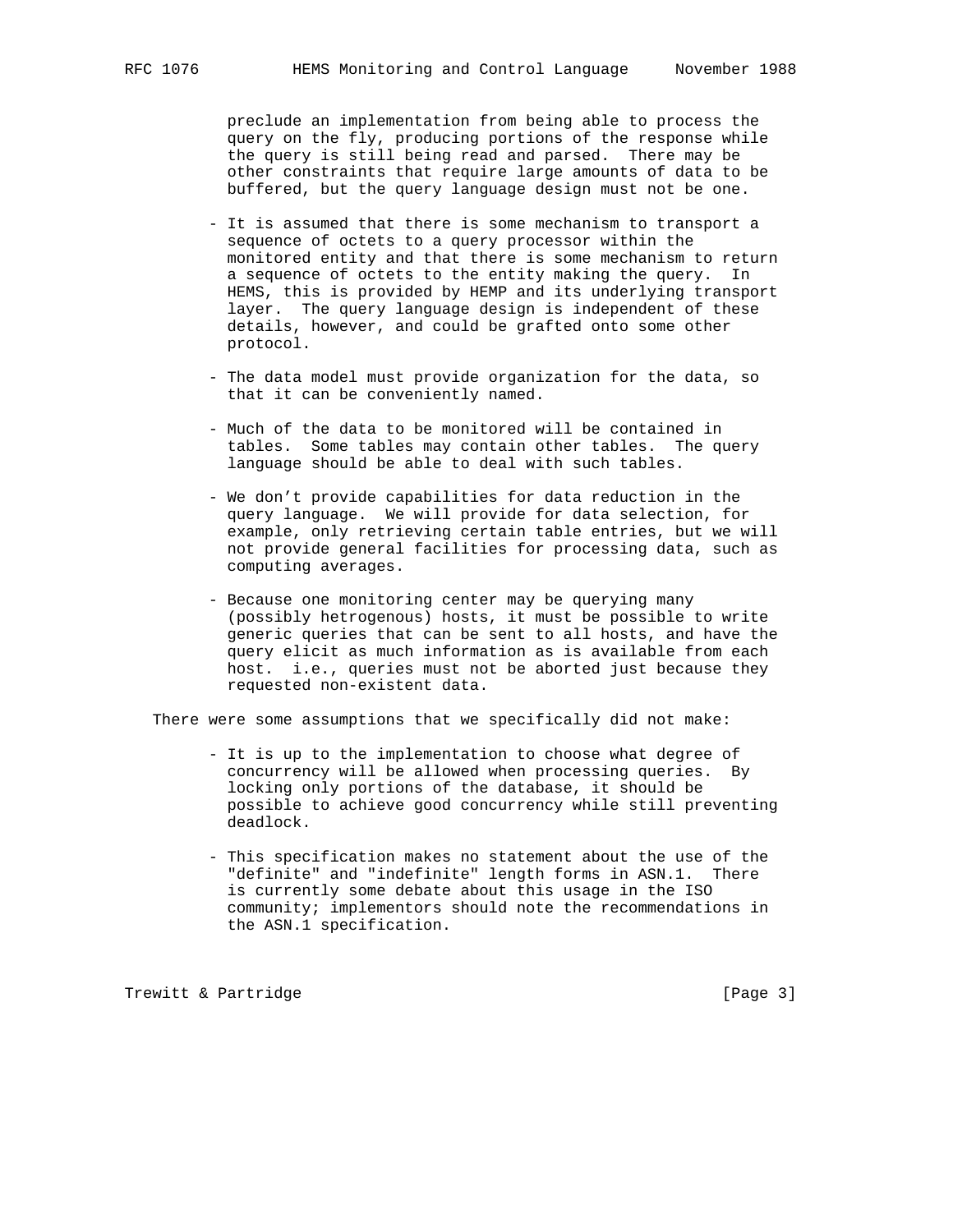preclude an implementation from being able to process the query on the fly, producing portions of the response while the query is still being read and parsed. There may be other constraints that require large amounts of data to be buffered, but the query language design must not be one.

- It is assumed that there is some mechanism to transport a sequence of octets to a query processor within the monitored entity and that there is some mechanism to return a sequence of octets to the entity making the query. In HEMS, this is provided by HEMP and its underlying transport layer. The query language design is independent of these details, however, and could be grafted onto some other protocol.

- The data model must provide organization for the data, so that it can be conveniently named.

- Much of the data to be monitored will be contained in tables. Some tables may contain other tables. The query language should be able to deal with such tables.

- We don't provide capabilities for data reduction in the query language. We will provide for data selection, for example, only retrieving certain table entries, but we will not provide general facilities for processing data, such as computing averages.

- Because one monitoring center may be querying many (possibly hetrogenous) hosts, it must be possible to write generic queries that can be sent to all hosts, and have the query elicit as much information as is available from each host. i.e., queries must not be aborted just because they requested non-existent data.

There were some assumptions that we specifically did not make:

- It is up to the implementation to choose what degree of concurrency will be allowed when processing queries. By locking only portions of the database, it should be possible to achieve good concurrency while still preventing deadlock.

- This specification makes no statement about the use of the "definite" and "indefinite" length forms in ASN.1. There is currently some debate about this usage in the ISO community; implementors should note the recommendations in the ASN.1 specification.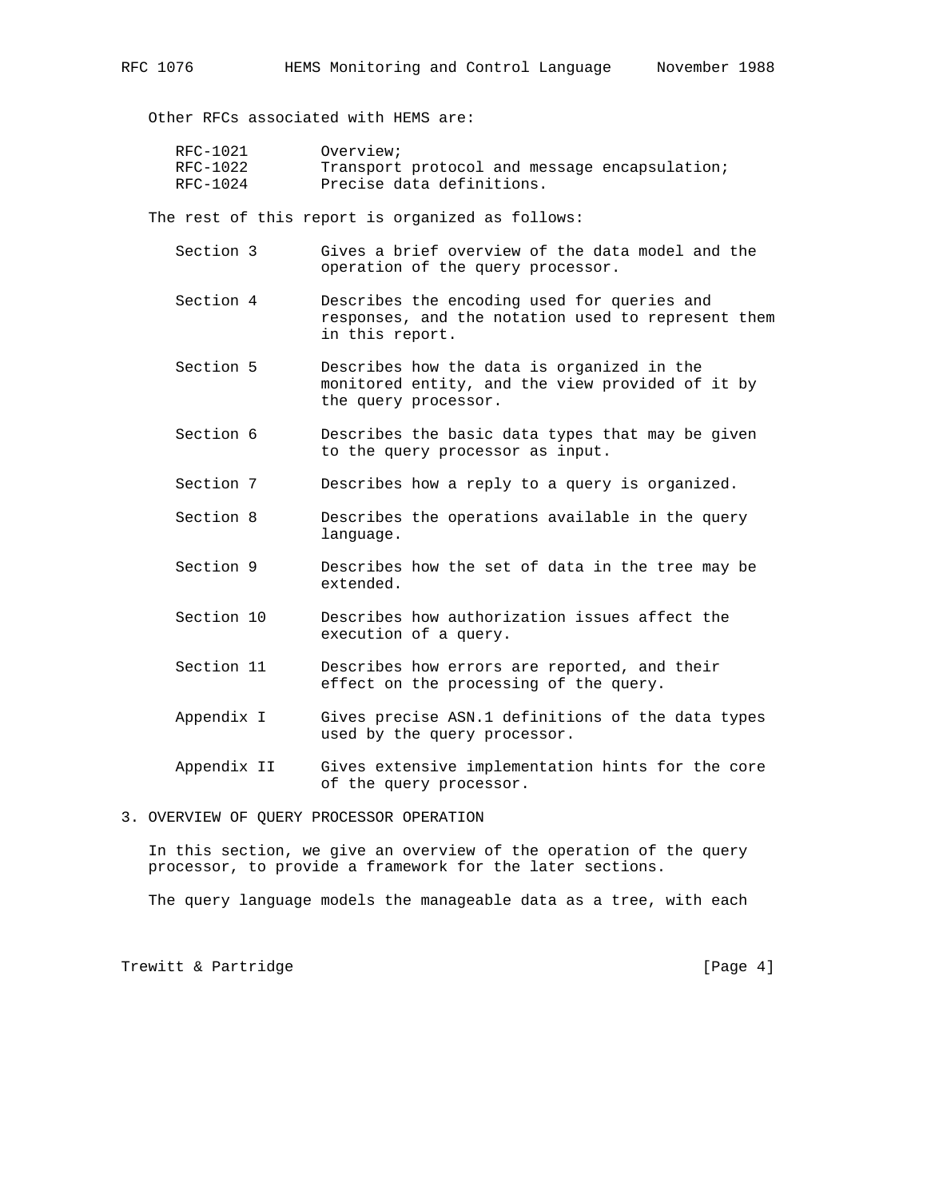Other RFCs associated with HEMS are:

| | |
|---|---|
| RFC-1021 | Overview; |
| RFC-1022 | Transport protocol and message encapsulation; |
| RFC-1024 | Precise data definitions. |

The rest of this report is organized as follows:

| | |
|---|---|
| Section 3 | Gives a brief overview of the data model and the operation of the query processor. |
| Section 4 | Describes the encoding used for queries and responses, and the notation used to represent them in this report. |
| Section 5 | Describes how the data is organized in the monitored entity, and the view provided of it by the query processor. |
| Section 6 | Describes the basic data types that may be given to the query processor as input. |
| Section 7 | Describes how a reply to a query is organized. |
| Section 8 | Describes the operations available in the query language. |
| Section 9 | Describes how the set of data in the tree may be extended. |
| Section 10 | Describes how authorization issues affect the execution of a query. |
| Section 11 | Describes how errors are reported, and their effect on the processing of the query. |
| Appendix I | Gives precise ASN.1 definitions of the data types used by the query processor. |
| Appendix II | Gives extensive implementation hints for the core of the query processor. |

## 3. OVERVIEW OF QUERY PROCESSOR OPERATION

In this section, we give an overview of the operation of the query processor, to provide a framework for the later sections.

The query language models the manageable data as a tree, with each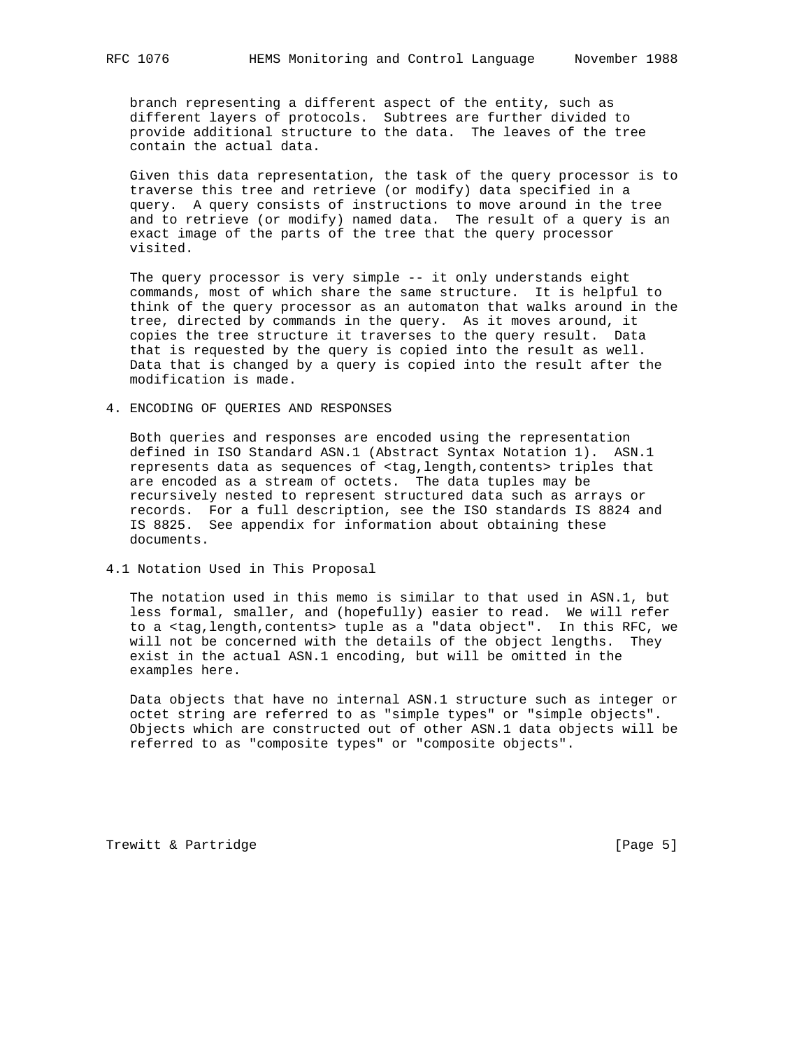branch representing a different aspect of the entity, such as different layers of protocols. Subtrees are further divided to provide additional structure to the data. The leaves of the tree contain the actual data.

Given this data representation, the task of the query processor is to traverse this tree and retrieve (or modify) data specified in a query. A query consists of instructions to move around in the tree and to retrieve (or modify) named data. The result of a query is an exact image of the parts of the tree that the query processor visited.

The query processor is very simple -- it only understands eight commands, most of which share the same structure. It is helpful to think of the query processor as an automaton that walks around in the tree, directed by commands in the query. As it moves around, it copies the tree structure it traverses to the query result. Data that is requested by the query is copied into the result as well. Data that is changed by a query is copied into the result after the modification is made.

## 4. ENCODING OF QUERIES AND RESPONSES

Both queries and responses are encoded using the representation defined in ISO Standard ASN.1 (Abstract Syntax Notation 1). ASN.1 represents data as sequences of <tag,length,contents> triples that are encoded as a stream of octets. The data tuples may be recursively nested to represent structured data such as arrays or records. For a full description, see the ISO standards IS 8824 and IS 8825. See appendix for information about obtaining these documents.

### 4.1 Notation Used in This Proposal

The notation used in this memo is similar to that used in ASN.1, but less formal, smaller, and (hopefully) easier to read. We will refer to a <tag,length,contents> tuple as a "data object". In this RFC, we will not be concerned with the details of the object lengths. They exist in the actual ASN.1 encoding, but will be omitted in the examples here.

Data objects that have no internal ASN.1 structure such as integer or octet string are referred to as "simple types" or "simple objects". Objects which are constructed out of other ASN.1 data objects will be referred to as "composite types" or "composite objects".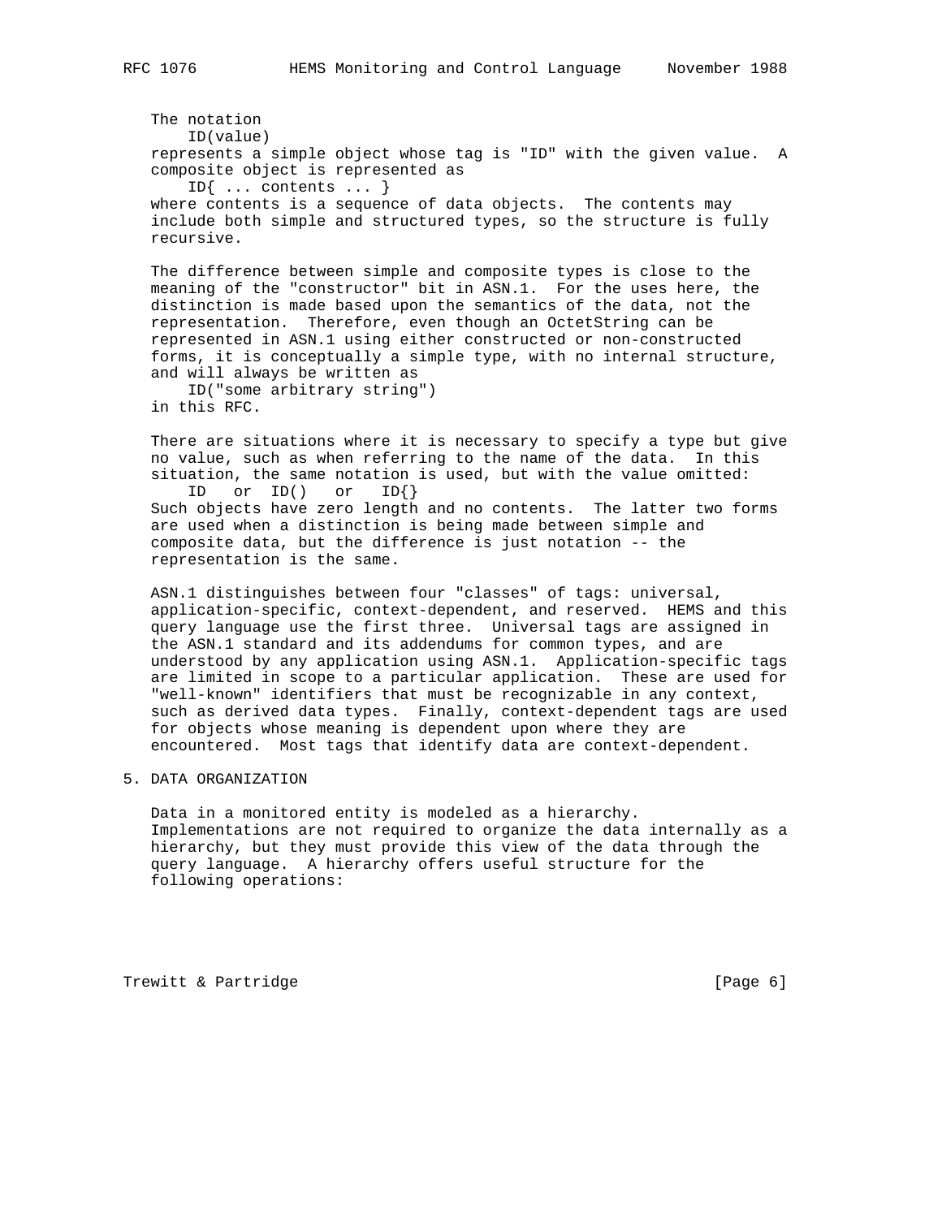The notation

```
ID(value)
```

represents a simple object whose tag is "ID" with the given value. A composite object is represented as

```
ID{ ... contents ... }
```

where contents is a sequence of data objects. The contents may include both simple and structured types, so the structure is fully recursive.

The difference between simple and composite types is close to the meaning of the "constructor" bit in ASN.1. For the uses here, the distinction is made based upon the semantics of the data, not the representation. Therefore, even though an OctetString can be represented in ASN.1 using either constructed or non-constructed forms, it is conceptually a simple type, with no internal structure, and will always be written as

```
ID("some arbitrary string")
```

in this RFC.

There are situations where it is necessary to specify a type but give no value, such as when referring to the name of the data. In this situation, the same notation is used, but with the value omitted:

```
ID   or  ID()   or   ID{}
```

Such objects have zero length and no contents. The latter two forms are used when a distinction is being made between simple and composite data, but the difference is just notation -- the representation is the same.

ASN.1 distinguishes between four "classes" of tags: universal, application-specific, context-dependent, and reserved. HEMS and this query language use the first three. Universal tags are assigned in the ASN.1 standard and its addendums for common types, and are understood by any application using ASN.1. Application-specific tags are limited in scope to a particular application. These are used for "well-known" identifiers that must be recognizable in any context, such as derived data types. Finally, context-dependent tags are used for objects whose meaning is dependent upon where they are encountered. Most tags that identify data are context-dependent.

## 5. DATA ORGANIZATION

Data in a monitored entity is modeled as a hierarchy. Implementations are not required to organize the data internally as a hierarchy, but they must provide this view of the data through the query language. A hierarchy offers useful structure for the following operations: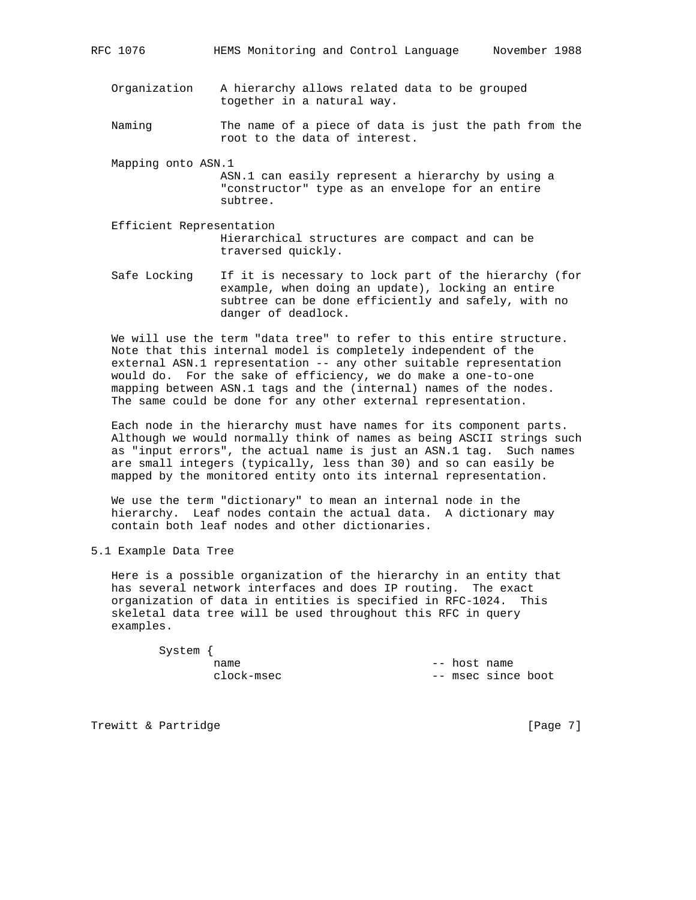Organization
: A hierarchy allows related data to be grouped together in a natural way.

Naming
: The name of a piece of data is just the path from the root to the data of interest.

Mapping onto ASN.1
: ASN.1 can easily represent a hierarchy by using a "constructor" type as an envelope for an entire subtree.

Efficient Representation
: Hierarchical structures are compact and can be traversed quickly.

Safe Locking
: If it is necessary to lock part of the hierarchy (for example, when doing an update), locking an entire subtree can be done efficiently and safely, with no danger of deadlock.

We will use the term "data tree" to refer to this entire structure. Note that this internal model is completely independent of the external ASN.1 representation -- any other suitable representation would do. For the sake of efficiency, we do make a one-to-one mapping between ASN.1 tags and the (internal) names of the nodes. The same could be done for any other external representation.

Each node in the hierarchy must have names for its component parts. Although we would normally think of names as being ASCII strings such as "input errors", the actual name is just an ASN.1 tag. Such names are small integers (typically, less than 30) and so can easily be mapped by the monitored entity onto its internal representation.

We use the term "dictionary" to mean an internal node in the hierarchy. Leaf nodes contain the actual data. A dictionary may contain both leaf nodes and other dictionaries.

## 5.1 Example Data Tree

Here is a possible organization of the hierarchy in an entity that has several network interfaces and does IP routing. The exact organization of data in entities is specified in RFC-1024. This skeletal data tree will be used throughout this RFC in query examples.

```
System {
        name                            -- host name
        clock-msec                      -- msec since boot
```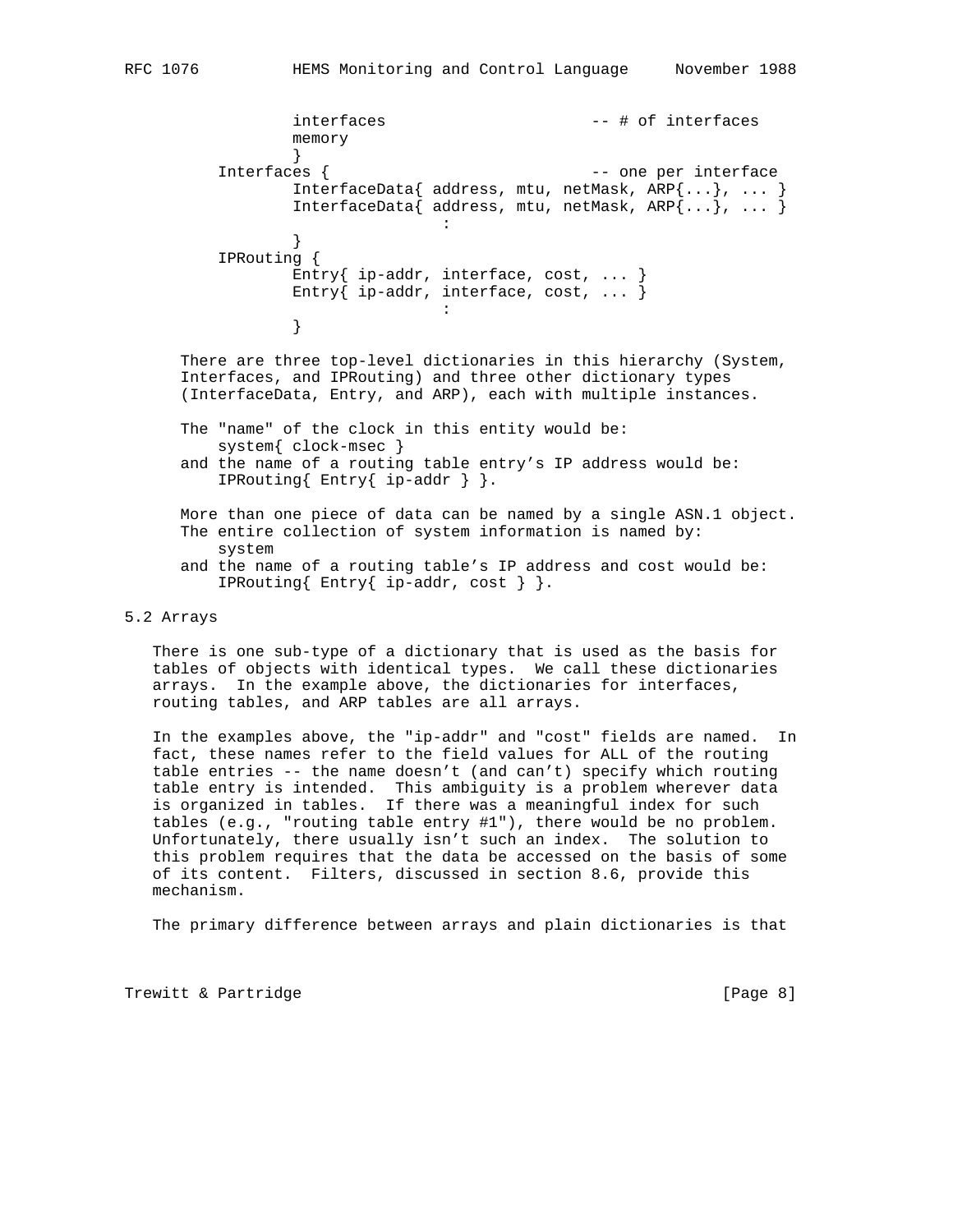```
                interfaces                      -- # of interfaces
                memory
                }
        Interfaces {                            -- one per interface
                InterfaceData{ address, mtu, netMask, ARP{...}, ... }
                InterfaceData{ address, mtu, netMask, ARP{...}, ... }
                                :
                }
        IPRouting {
                Entry{ ip-addr, interface, cost, ... }
                Entry{ ip-addr, interface, cost, ... }
                                :
                }
```

There are three top-level dictionaries in this hierarchy (System, Interfaces, and IPRouting) and three other dictionary types (InterfaceData, Entry, and ARP), each with multiple instances.

The "name" of the clock in this entity would be:

```
system{ clock-msec }
```

and the name of a routing table entry's IP address would be:

```
IPRouting{ Entry{ ip-addr } }.
```

More than one piece of data can be named by a single ASN.1 object. The entire collection of system information is named by:

```
system
```

and the name of a routing table's IP address and cost would be:

```
IPRouting{ Entry{ ip-addr, cost } }.
```

## 5.2 Arrays

There is one sub-type of a dictionary that is used as the basis for tables of objects with identical types. We call these dictionaries arrays. In the example above, the dictionaries for interfaces, routing tables, and ARP tables are all arrays.

In the examples above, the "ip-addr" and "cost" fields are named. In fact, these names refer to the field values for ALL of the routing table entries -- the name doesn't (and can't) specify which routing table entry is intended. This ambiguity is a problem wherever data is organized in tables. If there was a meaningful index for such tables (e.g., "routing table entry #1"), there would be no problem. Unfortunately, there usually isn't such an index. The solution to this problem requires that the data be accessed on the basis of some of its content. Filters, discussed in section 8.6, provide this mechanism.

The primary difference between arrays and plain dictionaries is that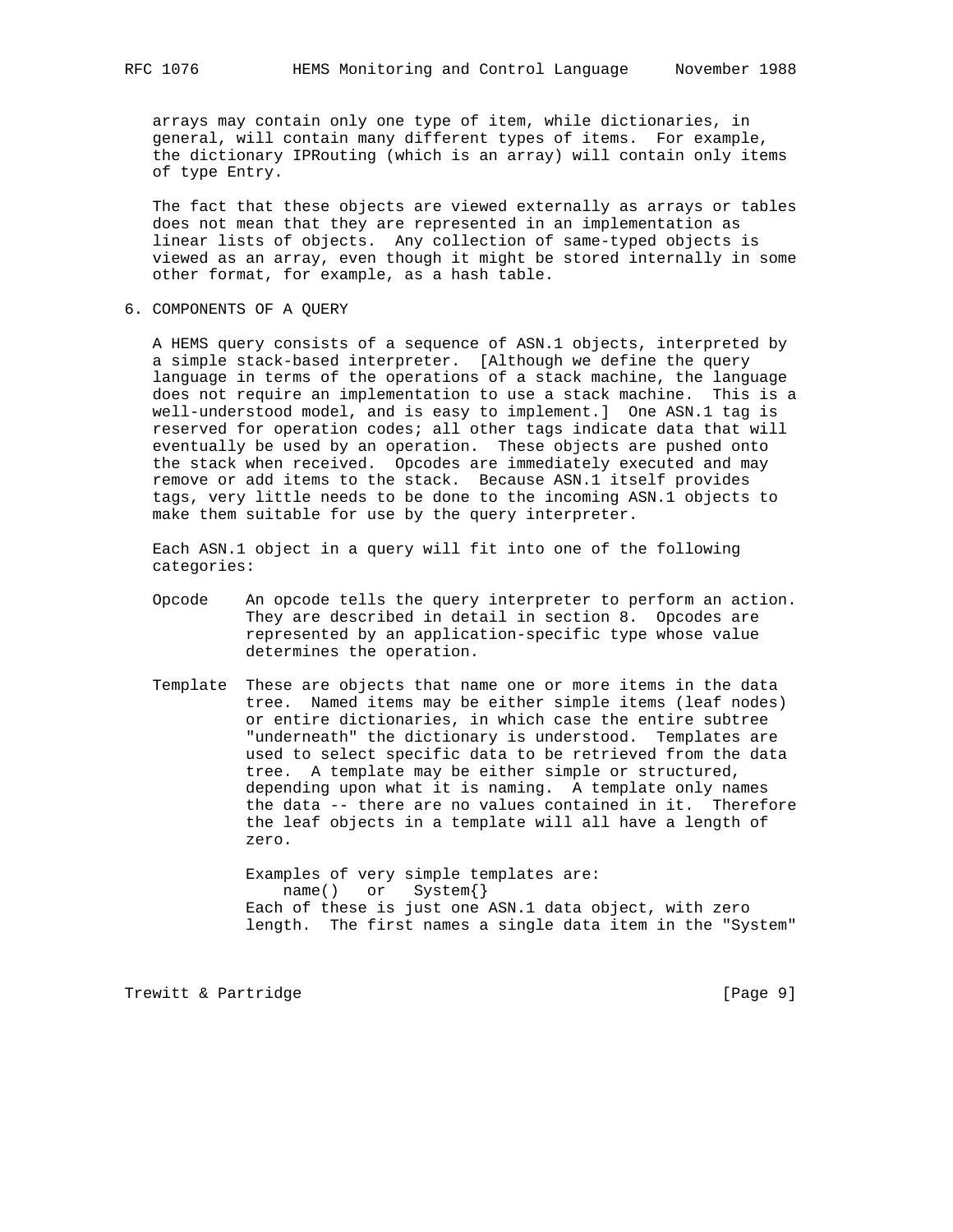arrays may contain only one type of item, while dictionaries, in general, will contain many different types of items. For example, the dictionary IPRouting (which is an array) will contain only items of type Entry.

The fact that these objects are viewed externally as arrays or tables does not mean that they are represented in an implementation as linear lists of objects. Any collection of same-typed objects is viewed as an array, even though it might be stored internally in some other format, for example, as a hash table.

## 6. COMPONENTS OF A QUERY

A HEMS query consists of a sequence of ASN.1 objects, interpreted by a simple stack-based interpreter. [Although we define the query language in terms of the operations of a stack machine, the language does not require an implementation to use a stack machine. This is a well-understood model, and is easy to implement.] One ASN.1 tag is reserved for operation codes; all other tags indicate data that will eventually be used by an operation. These objects are pushed onto the stack when received. Opcodes are immediately executed and may remove or add items to the stack. Because ASN.1 itself provides tags, very little needs to be done to the incoming ASN.1 objects to make them suitable for use by the query interpreter.

Each ASN.1 object in a query will fit into one of the following categories:

**Opcode** An opcode tells the query interpreter to perform an action. They are described in detail in section 8. Opcodes are represented by an application-specific type whose value determines the operation.

**Template** These are objects that name one or more items in the data tree. Named items may be either simple items (leaf nodes) or entire dictionaries, in which case the entire subtree "underneath" the dictionary is understood. Templates are used to select specific data to be retrieved from the data tree. A template may be either simple or structured, depending upon what it is naming. A template only names the data -- there are no values contained in it. Therefore the leaf objects in a template will all have a length of zero.

Examples of very simple templates are:

```
    name()   or   System{}
```

Each of these is just one ASN.1 data object, with zero length. The first names a single data item in the "System"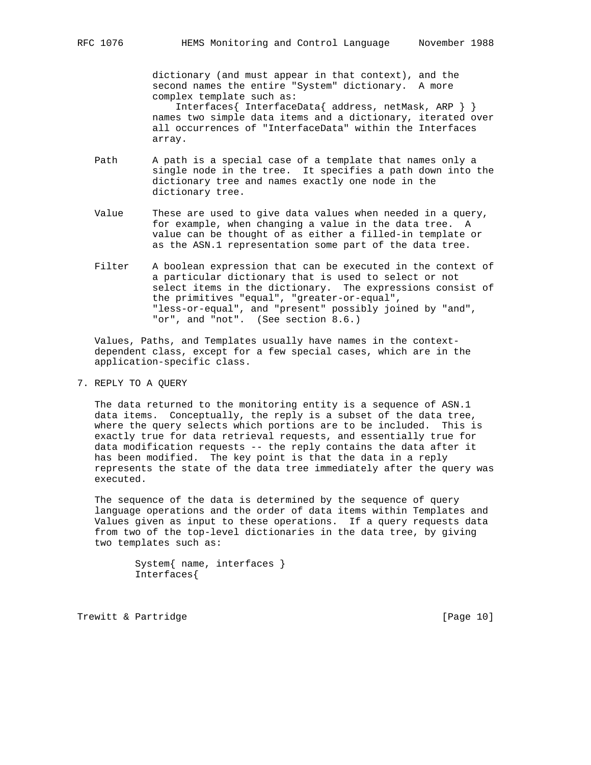dictionary (and must appear in that context), and the second names the entire "System" dictionary. A more complex template such as:

```
Interfaces{ InterfaceData{ address, netMask, ARP } }
```

names two simple data items and a dictionary, iterated over all occurrences of "InterfaceData" within the Interfaces array.

**Path** A path is a special case of a template that names only a single node in the tree. It specifies a path down into the dictionary tree and names exactly one node in the dictionary tree.

**Value** These are used to give data values when needed in a query, for example, when changing a value in the data tree. A value can be thought of as either a filled-in template or as the ASN.1 representation some part of the data tree.

**Filter** A boolean expression that can be executed in the context of a particular dictionary that is used to select or not select items in the dictionary. The expressions consist of the primitives "equal", "greater-or-equal", "less-or-equal", and "present" possibly joined by "and", "or", and "not". (See section 8.6.)

Values, Paths, and Templates usually have names in the context-dependent class, except for a few special cases, which are in the application-specific class.

## 7. REPLY TO A QUERY

The data returned to the monitoring entity is a sequence of ASN.1 data items. Conceptually, the reply is a subset of the data tree, where the query selects which portions are to be included. This is exactly true for data retrieval requests, and essentially true for data modification requests -- the reply contains the data after it has been modified. The key point is that the data in a reply represents the state of the data tree immediately after the query was executed.

The sequence of the data is determined by the sequence of query language operations and the order of data items within Templates and Values given as input to these operations. If a query requests data from two of the top-level dictionaries in the data tree, by giving two templates such as:

```
System{ name, interfaces }
Interfaces{
```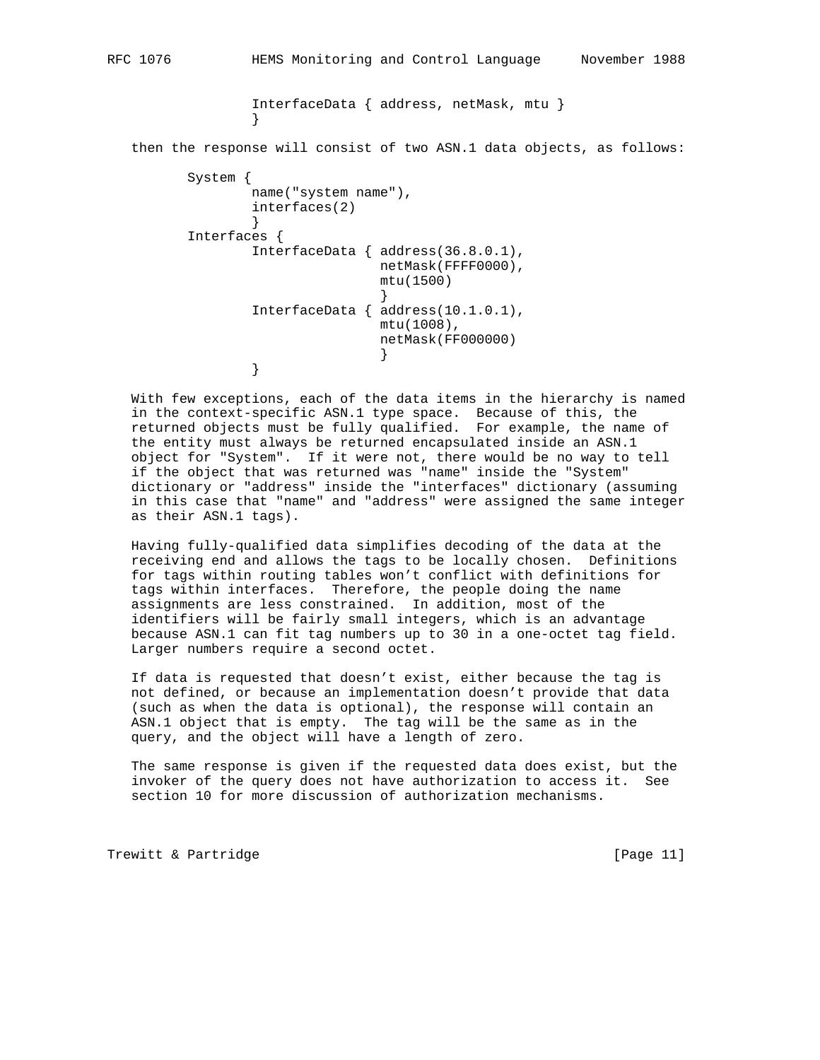```
                InterfaceData { address, netMask, mtu }
                }
```

then the response will consist of two ASN.1 data objects, as follows:

```
        System {
                name("system name"),
                interfaces(2)
                }
        Interfaces {
                InterfaceData { address(36.8.0.1),
                                netMask(FFFF0000),
                                mtu(1500)
                                }
                InterfaceData { address(10.1.0.1),
                                mtu(1008),
                                netMask(FF000000)
                                }
                }
```

With few exceptions, each of the data items in the hierarchy is named in the context-specific ASN.1 type space. Because of this, the returned objects must be fully qualified. For example, the name of the entity must always be returned encapsulated inside an ASN.1 object for "System". If it were not, there would be no way to tell if the object that was returned was "name" inside the "System" dictionary or "address" inside the "interfaces" dictionary (assuming in this case that "name" and "address" were assigned the same integer as their ASN.1 tags).

Having fully-qualified data simplifies decoding of the data at the receiving end and allows the tags to be locally chosen. Definitions for tags within routing tables won't conflict with definitions for tags within interfaces. Therefore, the people doing the name assignments are less constrained. In addition, most of the identifiers will be fairly small integers, which is an advantage because ASN.1 can fit tag numbers up to 30 in a one-octet tag field. Larger numbers require a second octet.

If data is requested that doesn't exist, either because the tag is not defined, or because an implementation doesn't provide that data (such as when the data is optional), the response will contain an ASN.1 object that is empty. The tag will be the same as in the query, and the object will have a length of zero.

The same response is given if the requested data does exist, but the invoker of the query does not have authorization to access it. See section 10 for more discussion of authorization mechanisms.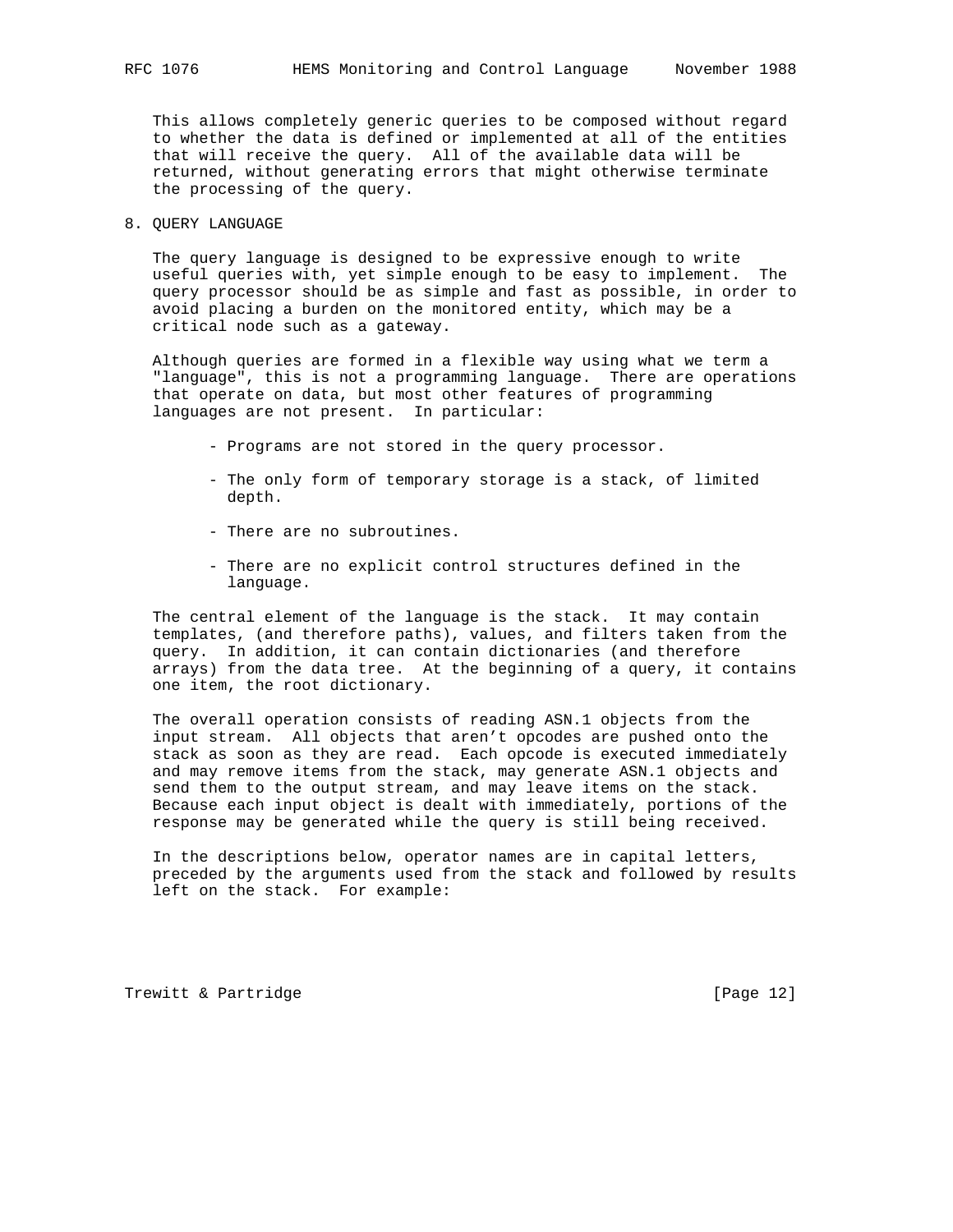This allows completely generic queries to be composed without regard to whether the data is defined or implemented at all of the entities that will receive the query. All of the available data will be returned, without generating errors that might otherwise terminate the processing of the query.

## 8. QUERY LANGUAGE

The query language is designed to be expressive enough to write useful queries with, yet simple enough to be easy to implement. The query processor should be as simple and fast as possible, in order to avoid placing a burden on the monitored entity, which may be a critical node such as a gateway.

Although queries are formed in a flexible way using what we term a "language", this is not a programming language. There are operations that operate on data, but most other features of programming languages are not present. In particular:

- Programs are not stored in the query processor.
- The only form of temporary storage is a stack, of limited depth.
- There are no subroutines.
- There are no explicit control structures defined in the language.

The central element of the language is the stack. It may contain templates, (and therefore paths), values, and filters taken from the query. In addition, it can contain dictionaries (and therefore arrays) from the data tree. At the beginning of a query, it contains one item, the root dictionary.

The overall operation consists of reading ASN.1 objects from the input stream. All objects that aren't opcodes are pushed onto the stack as soon as they are read. Each opcode is executed immediately and may remove items from the stack, may generate ASN.1 objects and send them to the output stream, and may leave items on the stack. Because each input object is dealt with immediately, portions of the response may be generated while the query is still being received.

In the descriptions below, operator names are in capital letters, preceded by the arguments used from the stack and followed by results left on the stack. For example: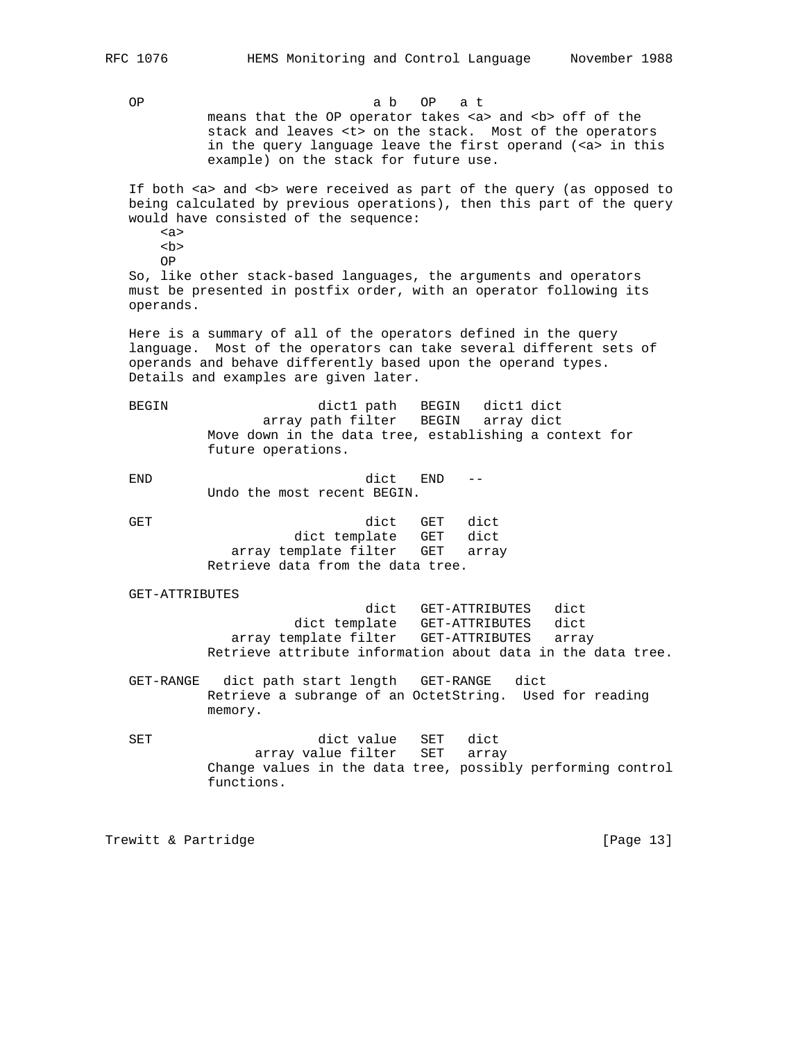```
OP                          a b   OP   a t
          means that the OP operator takes <a> and <b> off of the
          stack and leaves <t> on the stack.  Most of the operators
          in the query language leave the first operand (<a> in this
          example) on the stack for future use.
```

If both <a> and <b> were received as part of the query (as opposed to being calculated by previous operations), then this part of the query would have consisted of the sequence:

```
<a>
<b>
OP
```

So, like other stack-based languages, the arguments and operators must be presented in postfix order, with an operator following its operands.

Here is a summary of all of the operators defined in the query language.  Most of the operators can take several different sets of operands and behave differently based upon the operand types. Details and examples are given later.

```
BEGIN                  dict1 path   BEGIN   dict1 dict
              array path filter   BEGIN   array dict
          Move down in the data tree, establishing a context for
          future operations.

END                         dict   END   --
          Undo the most recent BEGIN.

GET                         dict   GET   dict
                   dict template   GET   dict
             array template filter   GET   array
          Retrieve data from the data tree.

GET-ATTRIBUTES
                            dict   GET-ATTRIBUTES   dict
                   dict template   GET-ATTRIBUTES   dict
             array template filter   GET-ATTRIBUTES   array
          Retrieve attribute information about data in the data tree.

GET-RANGE   dict path start length   GET-RANGE   dict
          Retrieve a subrange of an OctetString.  Used for reading
          memory.

SET                    dict value   SET   dict
              array value filter   SET   array
          Change values in the data tree, possibly performing control
          functions.
```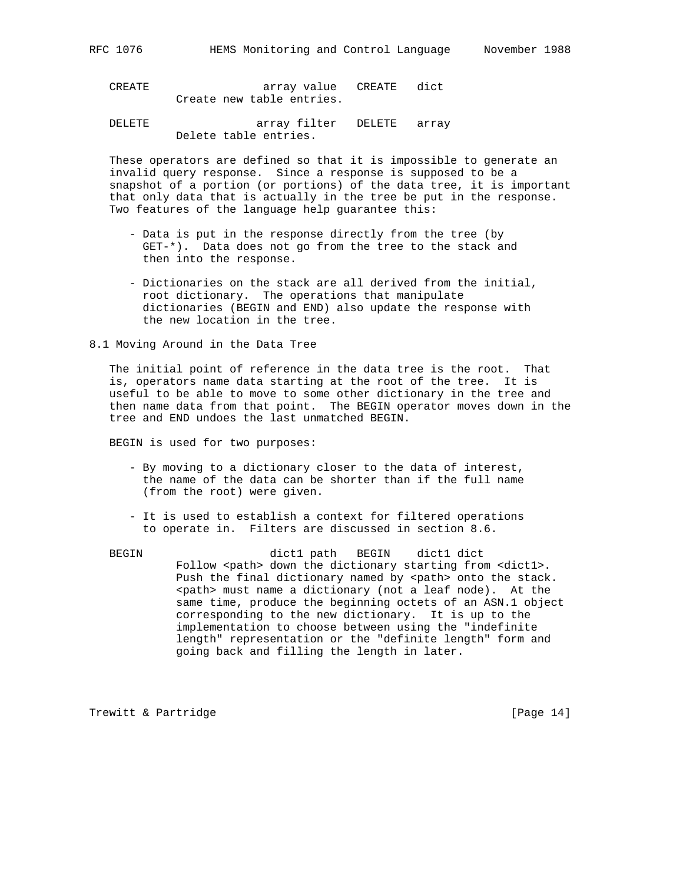```
CREATE              array value   CREATE   dict
          Create new table entries.

DELETE              array filter   DELETE   array
          Delete table entries.
```

These operators are defined so that it is impossible to generate an invalid query response. Since a response is supposed to be a snapshot of a portion (or portions) of the data tree, it is important that only data that is actually in the tree be put in the response. Two features of the language help guarantee this:

- Data is put in the response directly from the tree (by GET-*). Data does not go from the tree to the stack and then into the response.

- Dictionaries on the stack are all derived from the initial, root dictionary. The operations that manipulate dictionaries (BEGIN and END) also update the response with the new location in the tree.

## 8.1 Moving Around in the Data Tree

The initial point of reference in the data tree is the root. That is, operators name data starting at the root of the tree. It is useful to be able to move to some other dictionary in the tree and then name data from that point. The BEGIN operator moves down in the tree and END undoes the last unmatched BEGIN.

BEGIN is used for two purposes:

- By moving to a dictionary closer to the data of interest, the name of the data can be shorter than if the full name (from the root) were given.

- It is used to establish a context for filtered operations to operate in. Filters are discussed in section 8.6.

```
BEGIN                dict1 path   BEGIN    dict1 dict
          Follow <path> down the dictionary starting from <dict1>.
          Push the final dictionary named by <path> onto the stack.
          <path> must name a dictionary (not a leaf node).  At the
          same time, produce the beginning octets of an ASN.1 object
          corresponding to the new dictionary.  It is up to the
          implementation to choose between using the "indefinite
          length" representation or the "definite length" form and
          going back and filling the length in later.
```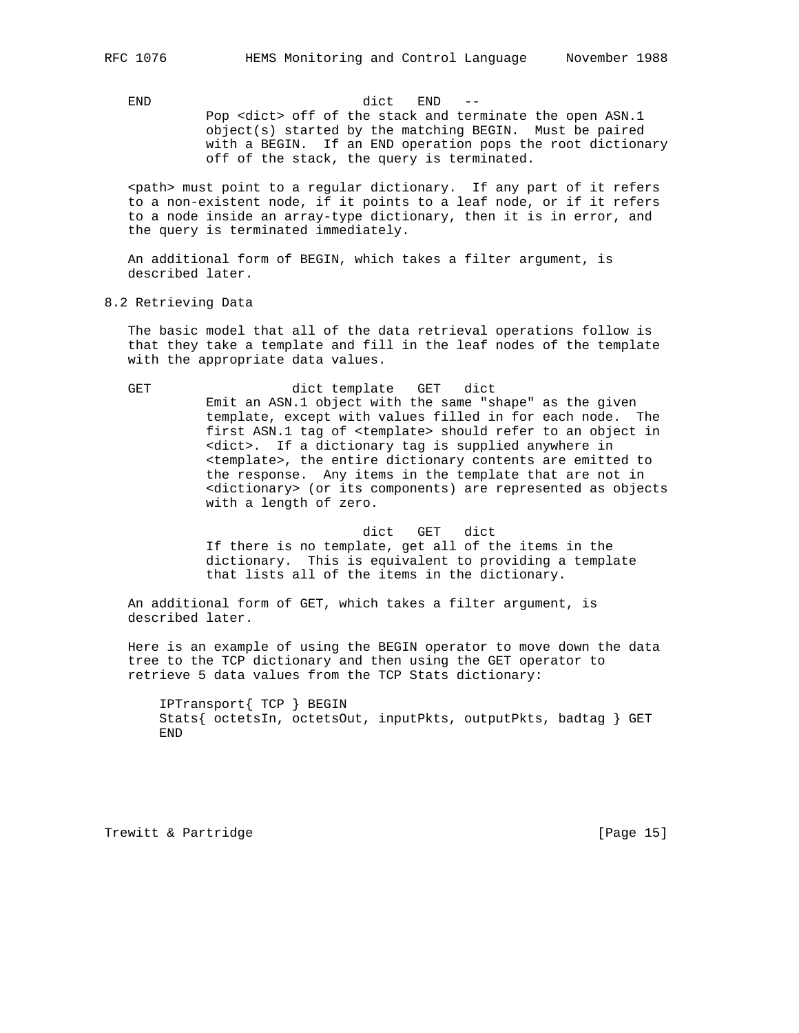```
END                        dict   END   --
          Pop <dict> off of the stack and terminate the open ASN.1
          object(s) started by the matching BEGIN.  Must be paired
          with a BEGIN.  If an END operation pops the root dictionary
          off of the stack, the query is terminated.
```

<path> must point to a regular dictionary. If any part of it refers to a non-existent node, if it points to a leaf node, or if it refers to a node inside an array-type dictionary, then it is in error, and the query is terminated immediately.

An additional form of BEGIN, which takes a filter argument, is described later.

## 8.2 Retrieving Data

The basic model that all of the data retrieval operations follow is that they take a template and fill in the leaf nodes of the template with the appropriate data values.

```
GET                dict template   GET   dict
          Emit an ASN.1 object with the same "shape" as the given
          template, except with values filled in for each node.  The
          first ASN.1 tag of <template> should refer to an object in
          <dict>.  If a dictionary tag is supplied anywhere in
          <template>, the entire dictionary contents are emitted to
          the response.  Any items in the template that are not in
          <dictionary> (or its components) are represented as objects
          with a length of zero.

                           dict   GET   dict
          If there is no template, get all of the items in the
          dictionary.  This is equivalent to providing a template
          that lists all of the items in the dictionary.
```

An additional form of GET, which takes a filter argument, is described later.

Here is an example of using the BEGIN operator to move down the data tree to the TCP dictionary and then using the GET operator to retrieve 5 data values from the TCP Stats dictionary:

```
IPTransport{ TCP } BEGIN
Stats{ octetsIn, octetsOut, inputPkts, outputPkts, badtag } GET
END
```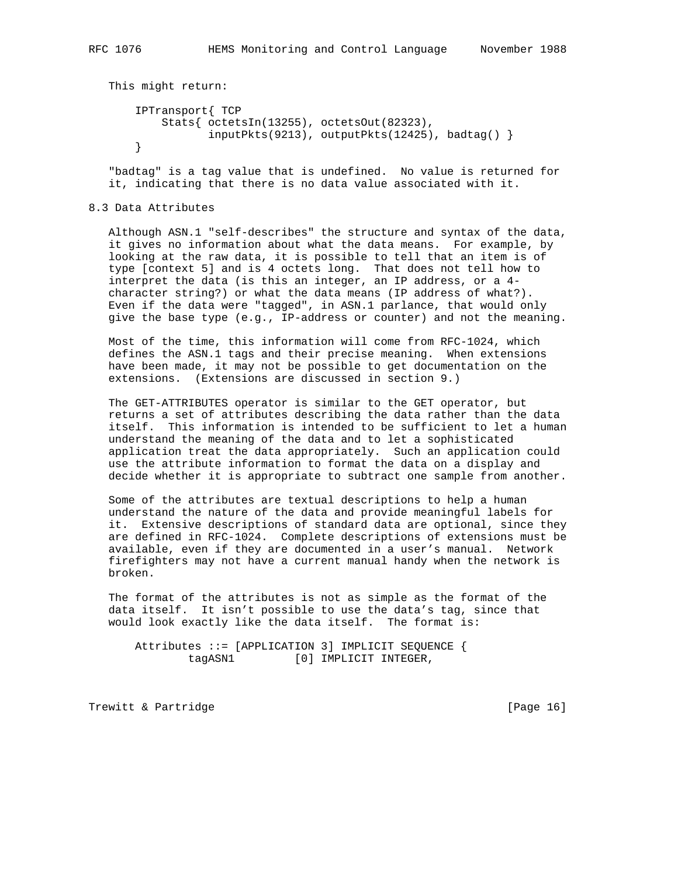This might return:

```
IPTransport{ TCP
    Stats{ octetsIn(13255), octetsOut(82323),
           inputPkts(9213), outputPkts(12425), badtag() }
}
```

"badtag" is a tag value that is undefined. No value is returned for it, indicating that there is no data value associated with it.

## 8.3 Data Attributes

Although ASN.1 "self-describes" the structure and syntax of the data, it gives no information about what the data means. For example, by looking at the raw data, it is possible to tell that an item is of type [context 5] and is 4 octets long. That does not tell how to interpret the data (is this an integer, an IP address, or a 4-character string?) or what the data means (IP address of what?). Even if the data were "tagged", in ASN.1 parlance, that would only give the base type (e.g., IP-address or counter) and not the meaning.

Most of the time, this information will come from RFC-1024, which defines the ASN.1 tags and their precise meaning. When extensions have been made, it may not be possible to get documentation on the extensions. (Extensions are discussed in section 9.)

The GET-ATTRIBUTES operator is similar to the GET operator, but returns a set of attributes describing the data rather than the data itself. This information is intended to be sufficient to let a human understand the meaning of the data and to let a sophisticated application treat the data appropriately. Such an application could use the attribute information to format the data on a display and decide whether it is appropriate to subtract one sample from another.

Some of the attributes are textual descriptions to help a human understand the nature of the data and provide meaningful labels for it. Extensive descriptions of standard data are optional, since they are defined in RFC-1024. Complete descriptions of extensions must be available, even if they are documented in a user's manual. Network firefighters may not have a current manual handy when the network is broken.

The format of the attributes is not as simple as the format of the data itself. It isn't possible to use the data's tag, since that would look exactly like the data itself. The format is:

```
Attributes ::= [APPLICATION 3] IMPLICIT SEQUENCE {
        tagASN1         [0] IMPLICIT INTEGER,
```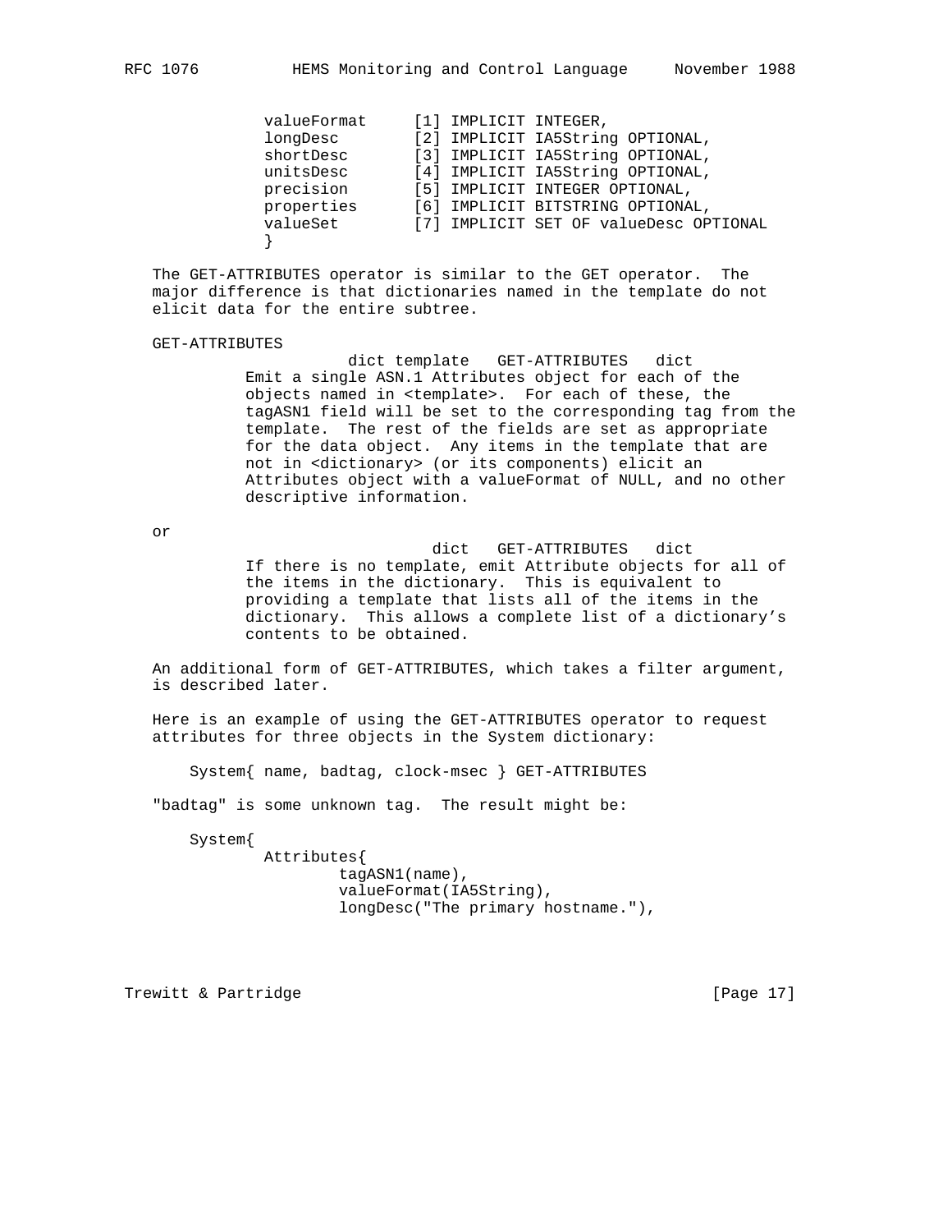```
            valueFormat     [1] IMPLICIT INTEGER,
            longDesc        [2] IMPLICIT IA5String OPTIONAL,
            shortDesc       [3] IMPLICIT IA5String OPTIONAL,
            unitsDesc       [4] IMPLICIT IA5String OPTIONAL,
            precision       [5] IMPLICIT INTEGER OPTIONAL,
            properties      [6] IMPLICIT BITSTRING OPTIONAL,
            valueSet        [7] IMPLICIT SET OF valueDesc OPTIONAL
            }
```

The GET-ATTRIBUTES operator is similar to the GET operator. The major difference is that dictionaries named in the template do not elicit data for the entire subtree.

GET-ATTRIBUTES

```
                  dict template   GET-ATTRIBUTES   dict
```

Emit a single ASN.1 Attributes object for each of the objects named in <template>. For each of these, the tagASN1 field will be set to the corresponding tag from the template. The rest of the fields are set as appropriate for the data object. Any items in the template that are not in <dictionary> (or its components) elicit an Attributes object with a valueFormat of NULL, and no other descriptive information.

or

```
                           dict   GET-ATTRIBUTES   dict
```

If there is no template, emit Attribute objects for all of the items in the dictionary. This is equivalent to providing a template that lists all of the items in the dictionary. This allows a complete list of a dictionary's contents to be obtained.

An additional form of GET-ATTRIBUTES, which takes a filter argument, is described later.

Here is an example of using the GET-ATTRIBUTES operator to request attributes for three objects in the System dictionary:

```
    System{ name, badtag, clock-msec } GET-ATTRIBUTES
```

"badtag" is some unknown tag. The result might be:

```
    System{
            Attributes{
                    tagASN1(name),
                    valueFormat(IA5String),
                    longDesc("The primary hostname."),
```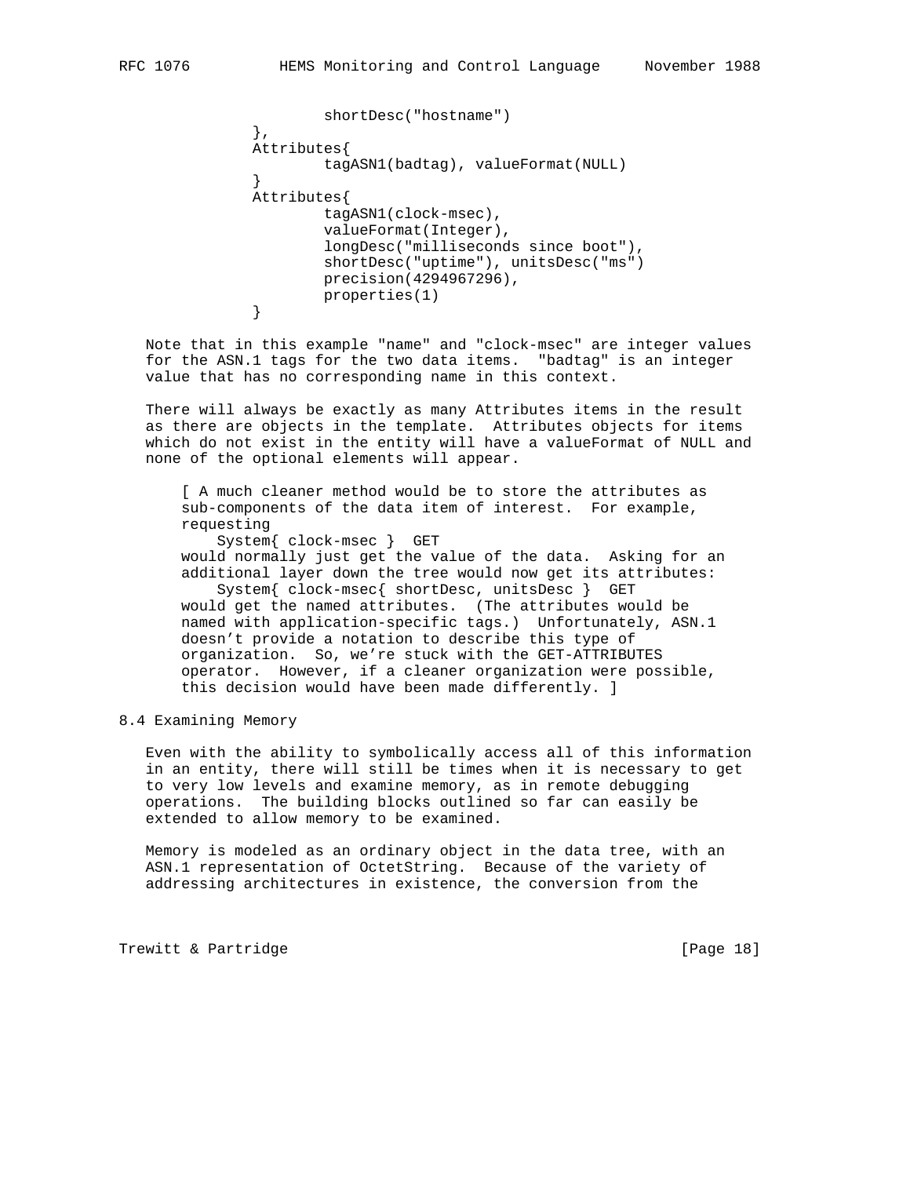```
                shortDesc("hostname")
        },
        Attributes{
                tagASN1(badtag), valueFormat(NULL)
        }
        Attributes{
                tagASN1(clock-msec),
                valueFormat(Integer),
                longDesc("milliseconds since boot"),
                shortDesc("uptime"), unitsDesc("ms")
                precision(4294967296),
                properties(1)
        }
```

Note that in this example "name" and "clock-msec" are integer values for the ASN.1 tags for the two data items. "badtag" is an integer value that has no corresponding name in this context.

There will always be exactly as many Attributes items in the result as there are objects in the template. Attributes objects for items which do not exist in the entity will have a valueFormat of NULL and none of the optional elements will appear.

> [ A much cleaner method would be to store the attributes as sub-components of the data item of interest. For example, requesting
>
> ```
> System{ clock-msec }  GET
> ```
>
> would normally just get the value of the data. Asking for an additional layer down the tree would now get its attributes:
>
> ```
> System{ clock-msec{ shortDesc, unitsDesc }  GET
> ```
>
> would get the named attributes. (The attributes would be named with application-specific tags.) Unfortunately, ASN.1 doesn’t provide a notation to describe this type of organization. So, we’re stuck with the GET-ATTRIBUTES operator. However, if a cleaner organization were possible, this decision would have been made differently. ]

## 8.4 Examining Memory

Even with the ability to symbolically access all of this information in an entity, there will still be times when it is necessary to get to very low levels and examine memory, as in remote debugging operations. The building blocks outlined so far can easily be extended to allow memory to be examined.

Memory is modeled as an ordinary object in the data tree, with an ASN.1 representation of OctetString. Because of the variety of addressing architectures in existence, the conversion from the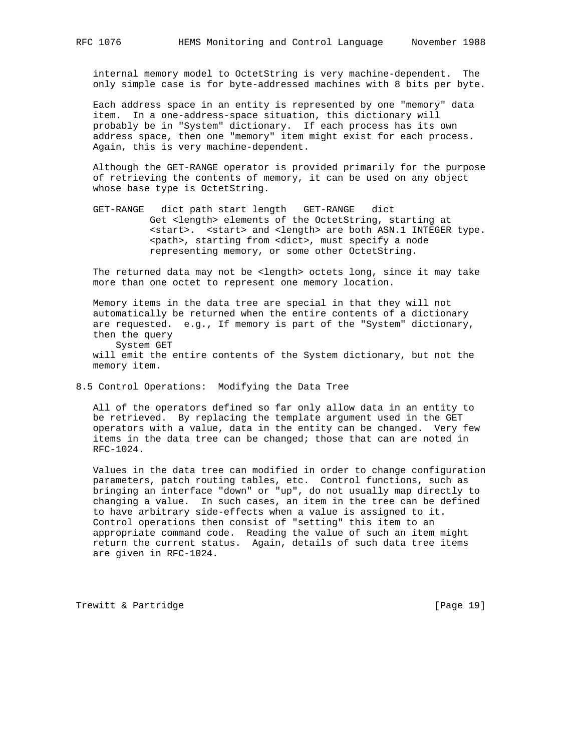internal memory model to OctetString is very machine-dependent. The only simple case is for byte-addressed machines with 8 bits per byte.

Each address space in an entity is represented by one "memory" data item. In a one-address-space situation, this dictionary will probably be in "System" dictionary. If each process has its own address space, then one "memory" item might exist for each process. Again, this is very machine-dependent.

Although the GET-RANGE operator is provided primarily for the purpose of retrieving the contents of memory, it can be used on any object whose base type is OctetString.

```
GET-RANGE   dict path start length   GET-RANGE   dict
          Get <length> elements of the OctetString, starting at
          <start>.  <start> and <length> are both ASN.1 INTEGER type.
          <path>, starting from <dict>, must specify a node
          representing memory, or some other OctetString.
```

The returned data may not be <length> octets long, since it may take more than one octet to represent one memory location.

Memory items in the data tree are special in that they will not automatically be returned when the entire contents of a dictionary are requested. e.g., If memory is part of the "System" dictionary, then the query

```
    System GET
```

will emit the entire contents of the System dictionary, but not the memory item.

## 8.5 Control Operations: Modifying the Data Tree

All of the operators defined so far only allow data in an entity to be retrieved. By replacing the template argument used in the GET operators with a value, data in the entity can be changed. Very few items in the data tree can be changed; those that can are noted in RFC-1024.

Values in the data tree can modified in order to change configuration parameters, patch routing tables, etc. Control functions, such as bringing an interface "down" or "up", do not usually map directly to changing a value. In such cases, an item in the tree can be defined to have arbitrary side-effects when a value is assigned to it. Control operations then consist of "setting" this item to an appropriate command code. Reading the value of such an item might return the current status. Again, details of such data tree items are given in RFC-1024.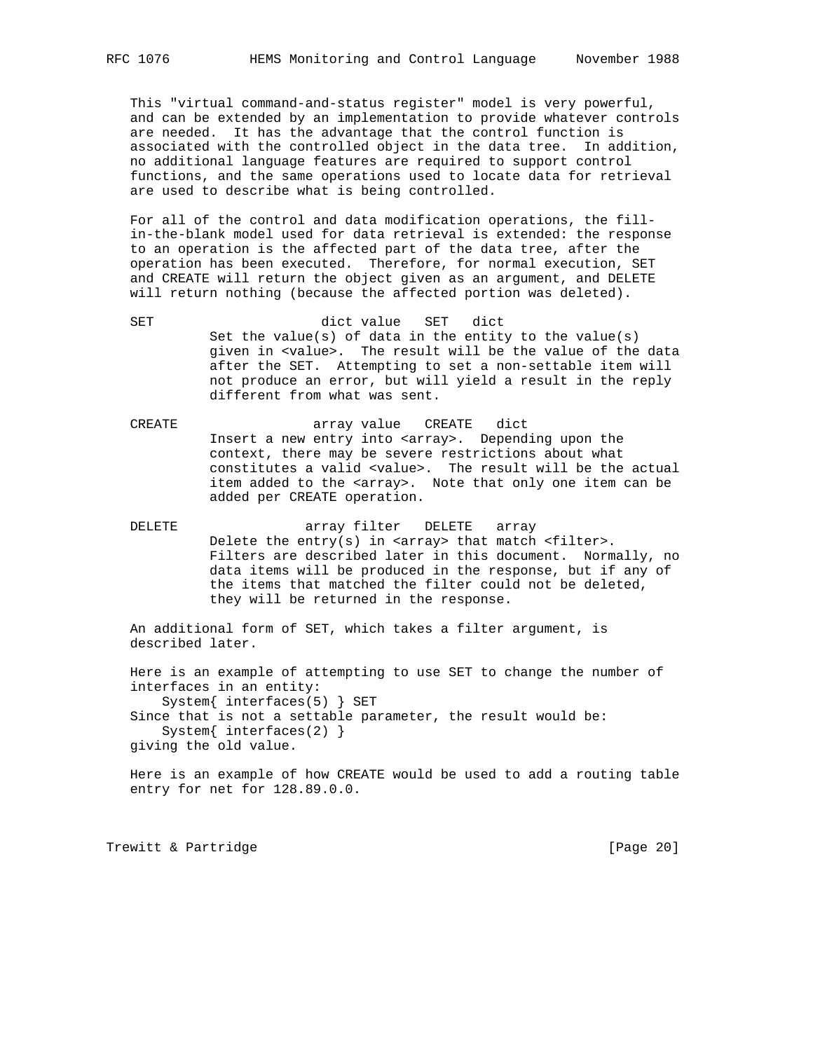This "virtual command-and-status register" model is very powerful, and can be extended by an implementation to provide whatever controls are needed. It has the advantage that the control function is associated with the controlled object in the data tree. In addition, no additional language features are required to support control functions, and the same operations used to locate data for retrieval are used to describe what is being controlled.

For all of the control and data modification operations, the fill-in-the-blank model used for data retrieval is extended: the response to an operation is the affected part of the data tree, after the operation has been executed. Therefore, for normal execution, SET and CREATE will return the object given as an argument, and DELETE will return nothing (because the affected portion was deleted).

```
SET                  dict value   SET   dict
          Set the value(s) of data in the entity to the value(s)
          given in <value>.  The result will be the value of the data
          after the SET.  Attempting to set a non-settable item will
          not produce an error, but will yield a result in the reply
          different from what was sent.

CREATE              array value   CREATE   dict
          Insert a new entry into <array>.  Depending upon the
          context, there may be severe restrictions about what
          constitutes a valid <value>.  The result will be the actual
          item added to the <array>.  Note that only one item can be
          added per CREATE operation.

DELETE              array filter   DELETE   array
          Delete the entry(s) in <array> that match <filter>.
          Filters are described later in this document.  Normally, no
          data items will be produced in the response, but if any of
          the items that matched the filter could not be deleted,
          they will be returned in the response.
```

An additional form of SET, which takes a filter argument, is described later.

Here is an example of attempting to use SET to change the number of interfaces in an entity:

```
    System{ interfaces(5) } SET
```

Since that is not a settable parameter, the result would be:

```
    System{ interfaces(2) }
```

giving the old value.

Here is an example of how CREATE would be used to add a routing table entry for net for 128.89.0.0.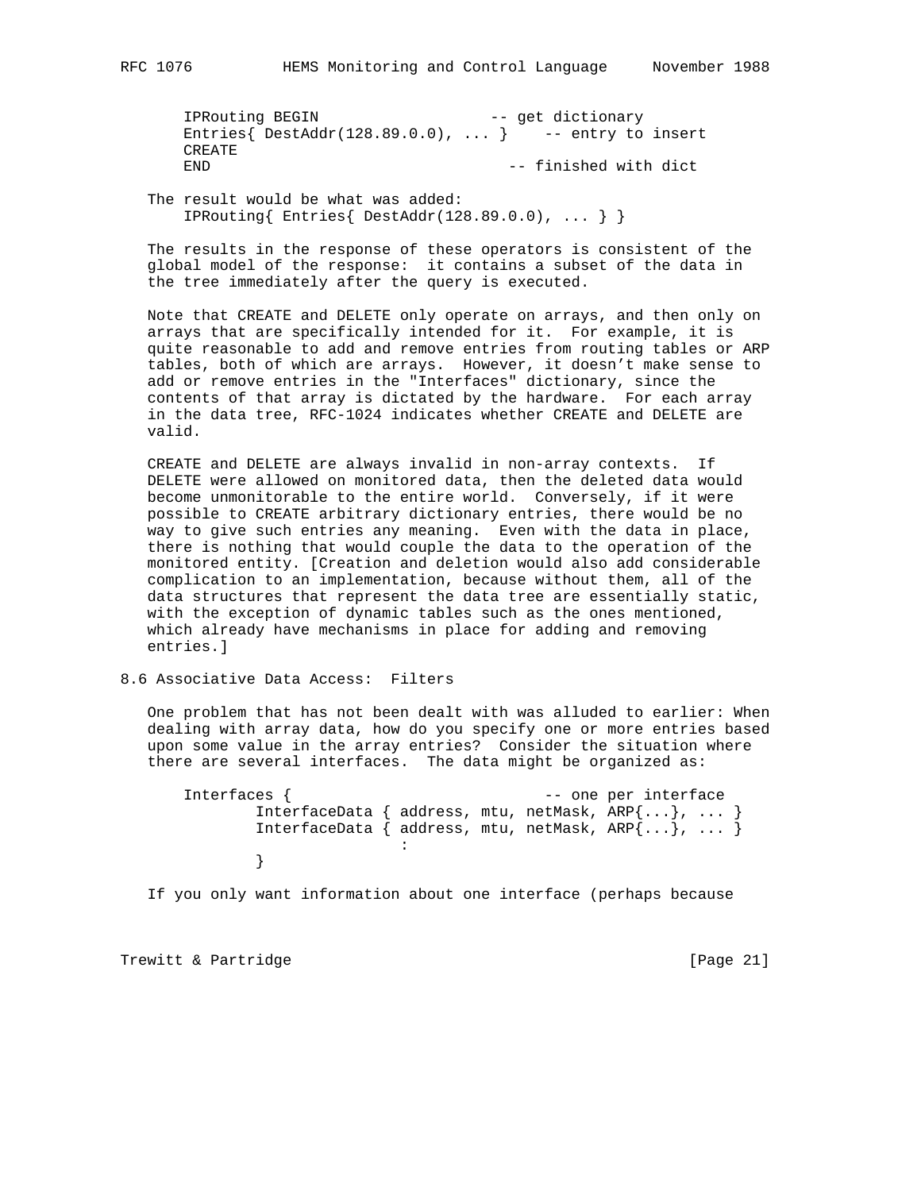```
IPRouting BEGIN                    -- get dictionary
Entries{ DestAddr(128.89.0.0), ... }    -- entry to insert
CREATE
END                                 -- finished with dict
```

The result would be what was added:

```
IPRouting{ Entries{ DestAddr(128.89.0.0), ... } }
```

The results in the response of these operators is consistent of the global model of the response: it contains a subset of the data in the tree immediately after the query is executed.

Note that CREATE and DELETE only operate on arrays, and then only on arrays that are specifically intended for it. For example, it is quite reasonable to add and remove entries from routing tables or ARP tables, both of which are arrays. However, it doesn't make sense to add or remove entries in the "Interfaces" dictionary, since the contents of that array is dictated by the hardware. For each array in the data tree, RFC-1024 indicates whether CREATE and DELETE are valid.

CREATE and DELETE are always invalid in non-array contexts. If DELETE were allowed on monitored data, then the deleted data would become unmonitorable to the entire world. Conversely, if it were possible to CREATE arbitrary dictionary entries, there would be no way to give such entries any meaning. Even with the data in place, there is nothing that would couple the data to the operation of the monitored entity. [Creation and deletion would also add considerable complication to an implementation, because without them, all of the data structures that represent the data tree are essentially static, with the exception of dynamic tables such as the ones mentioned, which already have mechanisms in place for adding and removing entries.]

## 8.6 Associative Data Access: Filters

One problem that has not been dealt with was alluded to earlier: When dealing with array data, how do you specify one or more entries based upon some value in the array entries? Consider the situation where there are several interfaces. The data might be organized as:

```
Interfaces {                              -- one per interface
        InterfaceData { address, mtu, netMask, ARP{...}, ... }
        InterfaceData { address, mtu, netMask, ARP{...}, ... }
                          :
        }
```

If you only want information about one interface (perhaps because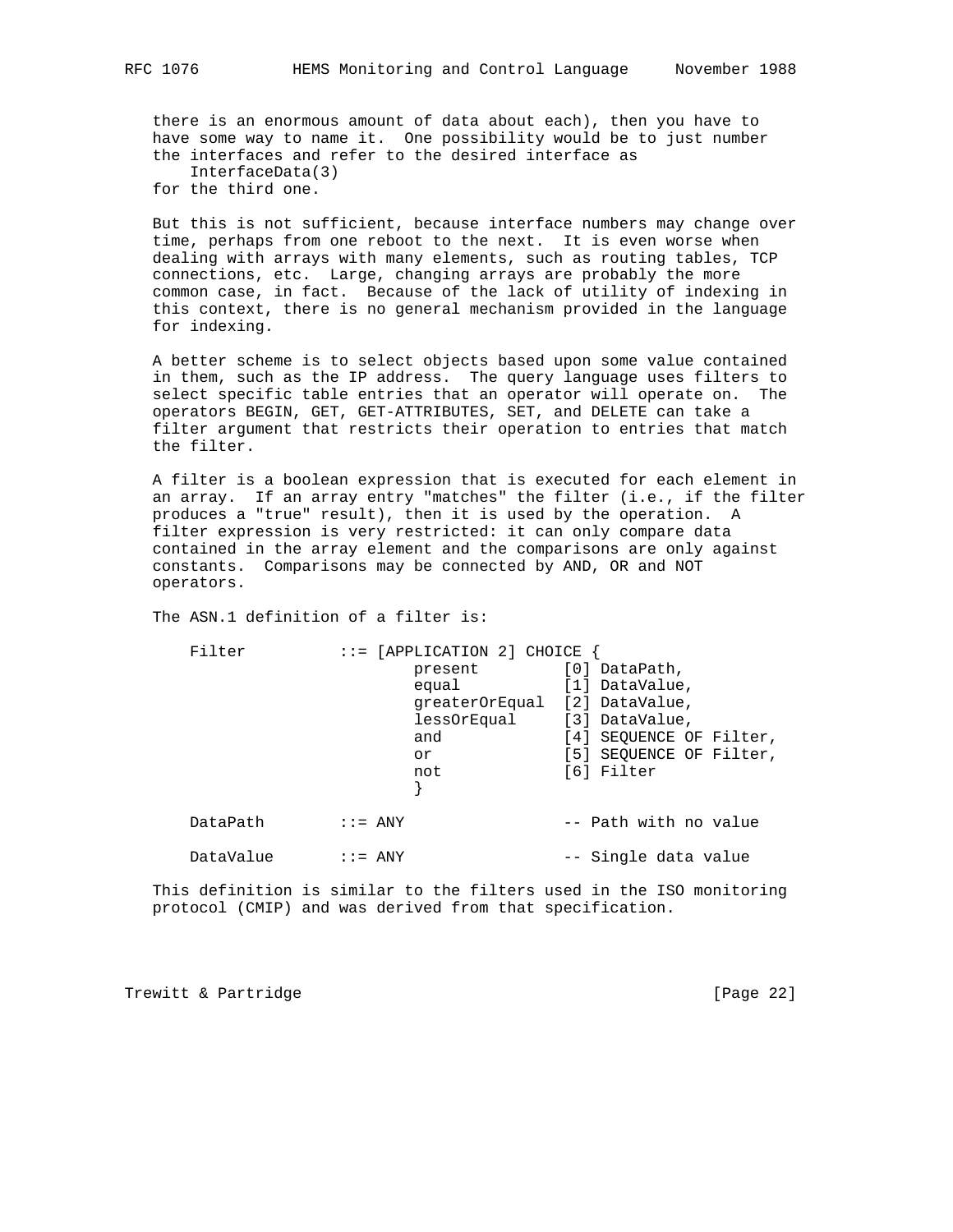there is an enormous amount of data about each), then you have to have some way to name it. One possibility would be to just number the interfaces and refer to the desired interface as

```
InterfaceData(3)
```

for the third one.

But this is not sufficient, because interface numbers may change over time, perhaps from one reboot to the next. It is even worse when dealing with arrays with many elements, such as routing tables, TCP connections, etc. Large, changing arrays are probably the more common case, in fact. Because of the lack of utility of indexing in this context, there is no general mechanism provided in the language for indexing.

A better scheme is to select objects based upon some value contained in them, such as the IP address. The query language uses filters to select specific table entries that an operator will operate on. The operators BEGIN, GET, GET-ATTRIBUTES, SET, and DELETE can take a filter argument that restricts their operation to entries that match the filter.

A filter is a boolean expression that is executed for each element in an array. If an array entry "matches" the filter (i.e., if the filter produces a "true" result), then it is used by the operation. A filter expression is very restricted: it can only compare data contained in the array element and the comparisons are only against constants. Comparisons may be connected by AND, OR and NOT operators.

The ASN.1 definition of a filter is:

```
Filter          ::= [APPLICATION 2] CHOICE {
                        present         [0] DataPath,
                        equal           [1] DataValue,
                        greaterOrEqual  [2] DataValue,
                        lessOrEqual     [3] DataValue,
                        and             [4] SEQUENCE OF Filter,
                        or              [5] SEQUENCE OF Filter,
                        not             [6] Filter
                        }

DataPath        ::= ANY                 -- Path with no value

DataValue       ::= ANY                 -- Single data value
```

This definition is similar to the filters used in the ISO monitoring protocol (CMIP) and was derived from that specification.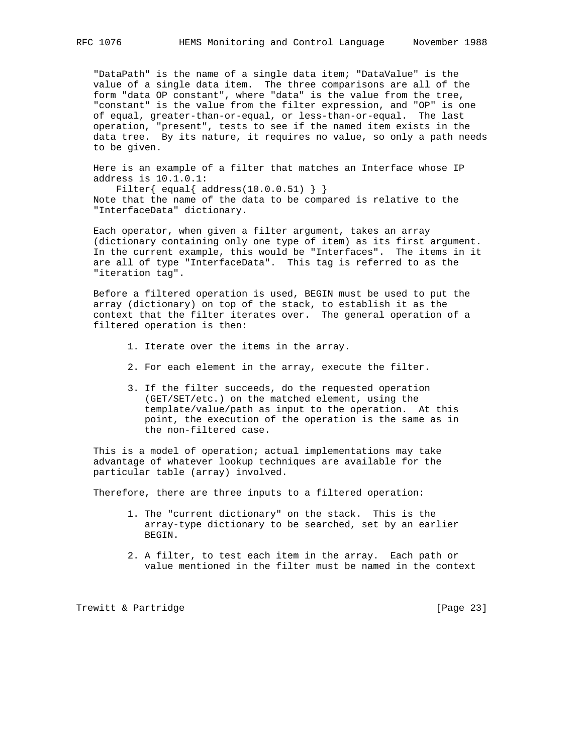"DataPath" is the name of a single data item; "DataValue" is the value of a single data item. The three comparisons are all of the form "data OP constant", where "data" is the value from the tree, "constant" is the value from the filter expression, and "OP" is one of equal, greater-than-or-equal, or less-than-or-equal. The last operation, "present", tests to see if the named item exists in the data tree. By its nature, it requires no value, so only a path needs to be given.

Here is an example of a filter that matches an Interface whose IP address is 10.1.0.1:

```
    Filter{ equal{ address(10.0.0.51) } }
```

Note that the name of the data to be compared is relative to the "InterfaceData" dictionary.

Each operator, when given a filter argument, takes an array (dictionary containing only one type of item) as its first argument. In the current example, this would be "Interfaces". The items in it are all of type "InterfaceData". This tag is referred to as the "iteration tag".

Before a filtered operation is used, BEGIN must be used to put the array (dictionary) on top of the stack, to establish it as the context that the filter iterates over. The general operation of a filtered operation is then:

1. Iterate over the items in the array.

2. For each element in the array, execute the filter.

3. If the filter succeeds, do the requested operation (GET/SET/etc.) on the matched element, using the template/value/path as input to the operation. At this point, the execution of the operation is the same as in the non-filtered case.

This is a model of operation; actual implementations may take advantage of whatever lookup techniques are available for the particular table (array) involved.

Therefore, there are three inputs to a filtered operation:

1. The "current dictionary" on the stack. This is the array-type dictionary to be searched, set by an earlier BEGIN.

2. A filter, to test each item in the array. Each path or value mentioned in the filter must be named in the context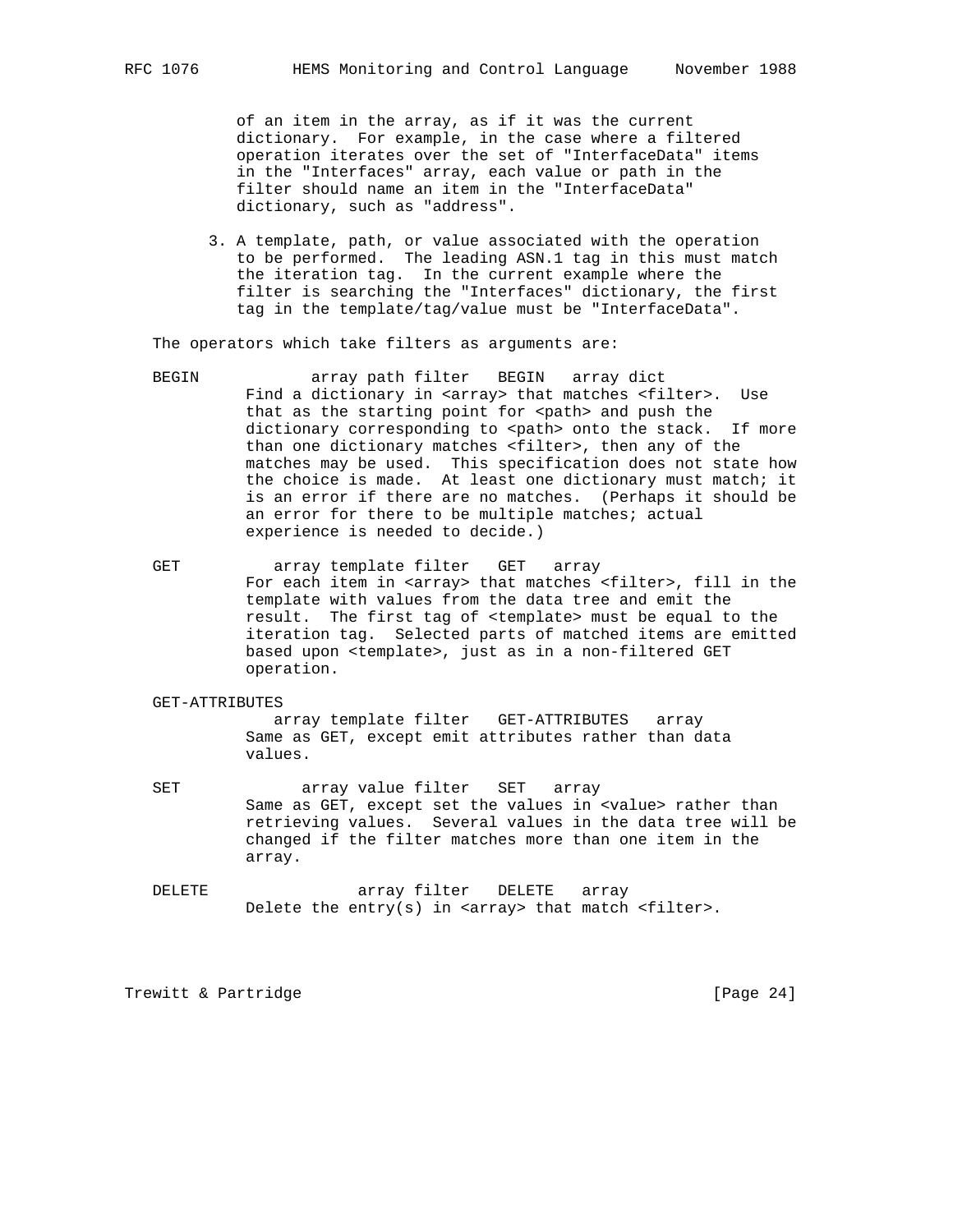of an item in the array, as if it was the current dictionary. For example, in the case where a filtered operation iterates over the set of "InterfaceData" items in the "Interfaces" array, each value or path in the filter should name an item in the "InterfaceData" dictionary, such as "address".

3. A template, path, or value associated with the operation to be performed. The leading ASN.1 tag in this must match the iteration tag. In the current example where the filter is searching the "Interfaces" dictionary, the first tag in the template/tag/value must be "InterfaceData".

The operators which take filters as arguments are:

```
BEGIN           array path filter   BEGIN   array dict
```

Find a dictionary in <array> that matches <filter>. Use that as the starting point for <path> and push the dictionary corresponding to <path> onto the stack. If more than one dictionary matches <filter>, then any of the matches may be used. This specification does not state how the choice is made. At least one dictionary must match; it is an error if there are no matches. (Perhaps it should be an error for there to be multiple matches; actual experience is needed to decide.)

```
GET          array template filter   GET   array
```

For each item in <array> that matches <filter>, fill in the template with values from the data tree and emit the result. The first tag of <template> must be equal to the iteration tag. Selected parts of matched items are emitted based upon <template>, just as in a non-filtered GET operation.

```
GET-ATTRIBUTES
             array template filter   GET-ATTRIBUTES   array
```

Same as GET, except emit attributes rather than data values.

```
SET             array value filter   SET   array
```

Same as GET, except set the values in <value> rather than retrieving values. Several values in the data tree will be changed if the filter matches more than one item in the array.

```
DELETE                array filter   DELETE   array
```

Delete the entry(s) in <array> that match <filter>.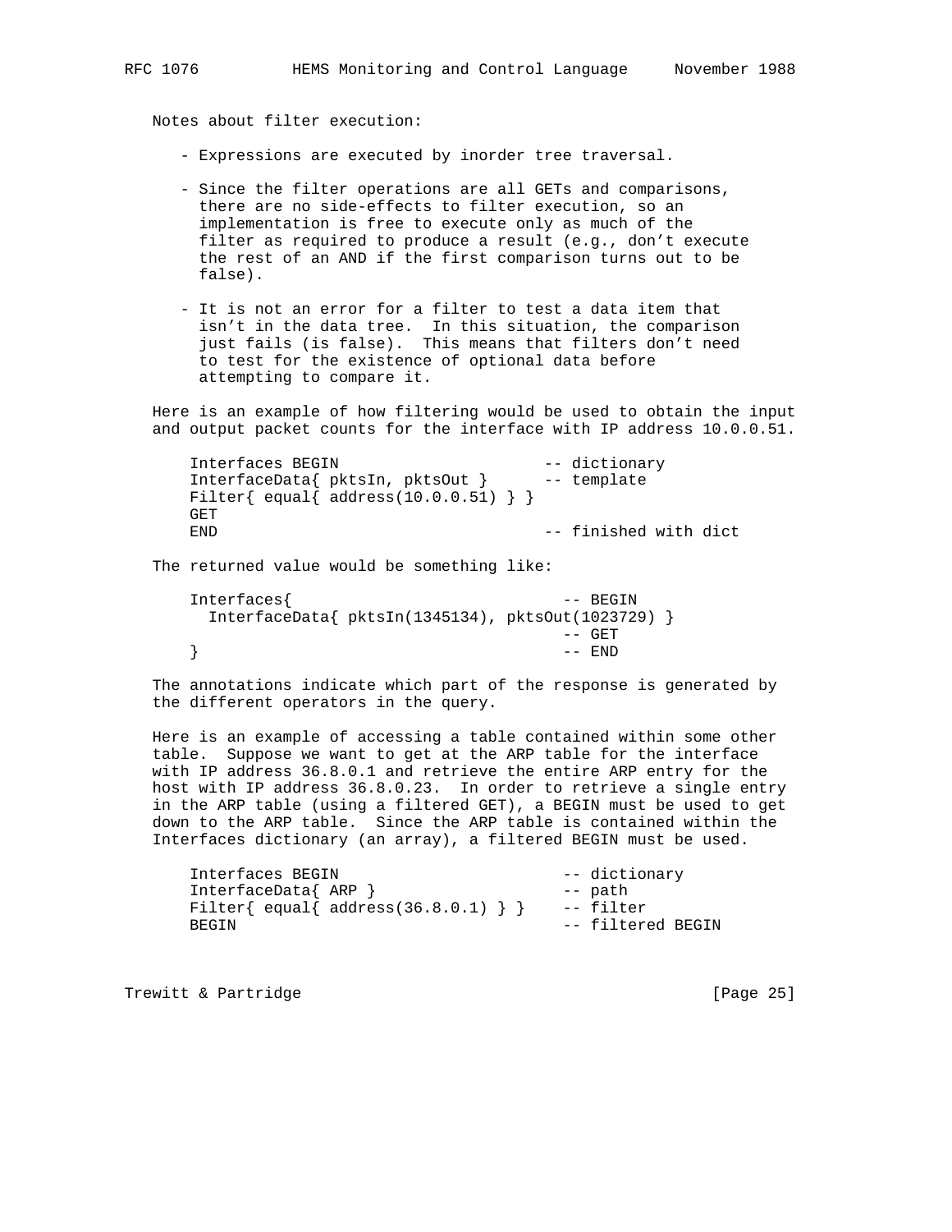Notes about filter execution:

- Expressions are executed by inorder tree traversal.

- Since the filter operations are all GETs and comparisons, there are no side-effects to filter execution, so an implementation is free to execute only as much of the filter as required to produce a result (e.g., don't execute the rest of an AND if the first comparison turns out to be false).

- It is not an error for a filter to test a data item that isn't in the data tree. In this situation, the comparison just fails (is false). This means that filters don't need to test for the existence of optional data before attempting to compare it.

Here is an example of how filtering would be used to obtain the input and output packet counts for the interface with IP address 10.0.0.51.

```
Interfaces BEGIN                      -- dictionary
InterfaceData{ pktsIn, pktsOut }      -- template
Filter{ equal{ address(10.0.0.51) } }
GET
END                                   -- finished with dict
```

The returned value would be something like:

```
Interfaces{                            -- BEGIN
  InterfaceData{ pktsIn(1345134), pktsOut(1023729) }
                                       -- GET
}                                      -- END
```

The annotations indicate which part of the response is generated by the different operators in the query.

Here is an example of accessing a table contained within some other table. Suppose we want to get at the ARP table for the interface with IP address 36.8.0.1 and retrieve the entire ARP entry for the host with IP address 36.8.0.23. In order to retrieve a single entry in the ARP table (using a filtered GET), a BEGIN must be used to get down to the ARP table. Since the ARP table is contained within the Interfaces dictionary (an array), a filtered BEGIN must be used.

```
Interfaces BEGIN                        -- dictionary
InterfaceData{ ARP }                    -- path
Filter{ equal{ address(36.8.0.1) } }    -- filter
BEGIN                                   -- filtered BEGIN
```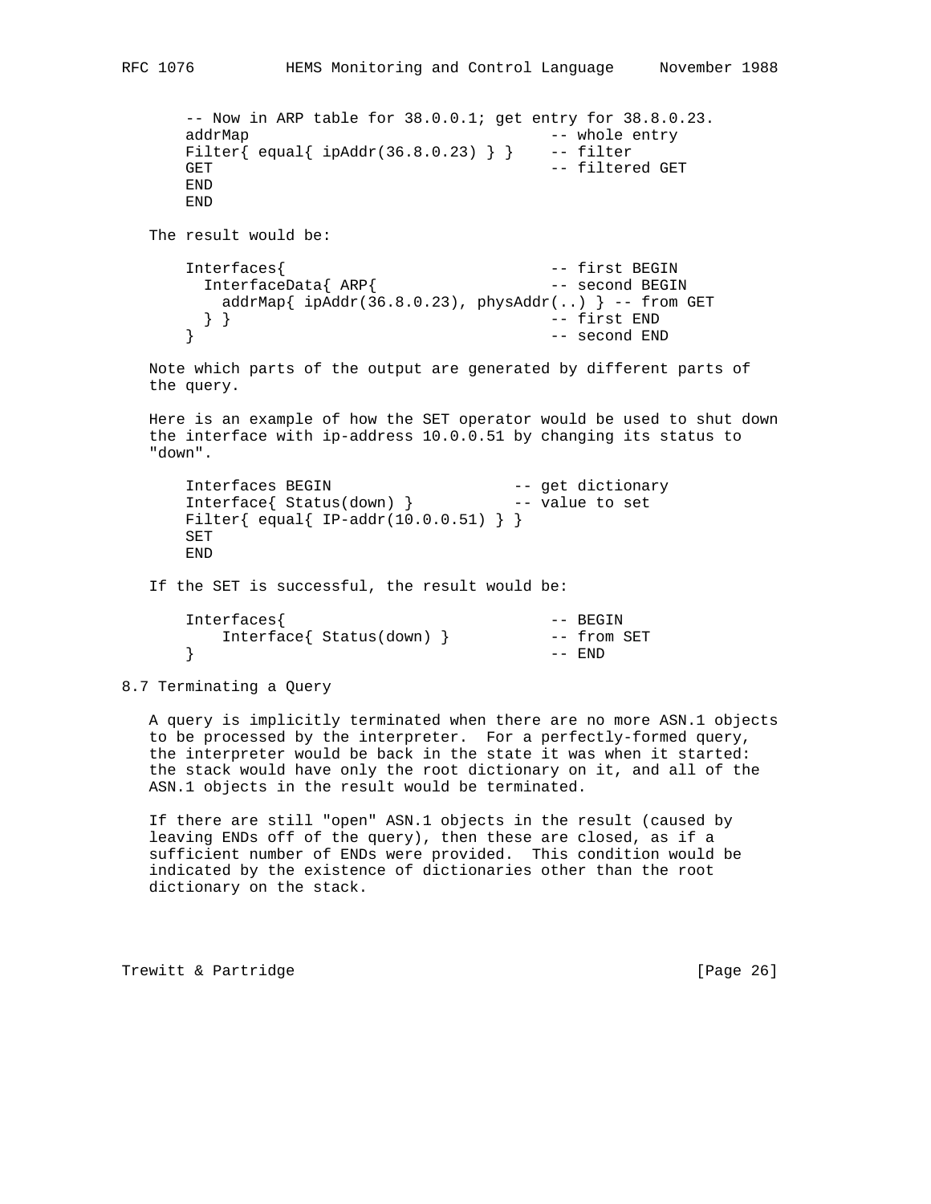```
-- Now in ARP table for 38.0.0.1; get entry for 38.8.0.23.
addrMap                                  -- whole entry
Filter{ equal{ ipAddr(36.8.0.23) } }    -- filter
GET                                      -- filtered GET
END
END
```

The result would be:

```
Interfaces{                              -- first BEGIN
  InterfaceData{ ARP{                    -- second BEGIN
    addrMap{ ipAddr(36.8.0.23), physAddr(..) } -- from GET
  } }                                    -- first END
}                                        -- second END
```

Note which parts of the output are generated by different parts of the query.

Here is an example of how the SET operator would be used to shut down the interface with ip-address 10.0.0.51 by changing its status to "down".

```
Interfaces BEGIN                     -- get dictionary
Interface{ Status(down) }            -- value to set
Filter{ equal{ IP-addr(10.0.0.51) } }
SET
END
```

If the SET is successful, the result would be:

```
Interfaces{                              -- BEGIN
    Interface{ Status(down) }            -- from SET
}                                        -- END
```

## 8.7 Terminating a Query

A query is implicitly terminated when there are no more ASN.1 objects to be processed by the interpreter. For a perfectly-formed query, the interpreter would be back in the state it was when it started: the stack would have only the root dictionary on it, and all of the ASN.1 objects in the result would be terminated.

If there are still "open" ASN.1 objects in the result (caused by leaving ENDs off of the query), then these are closed, as if a sufficient number of ENDs were provided. This condition would be indicated by the existence of dictionaries other than the root dictionary on the stack.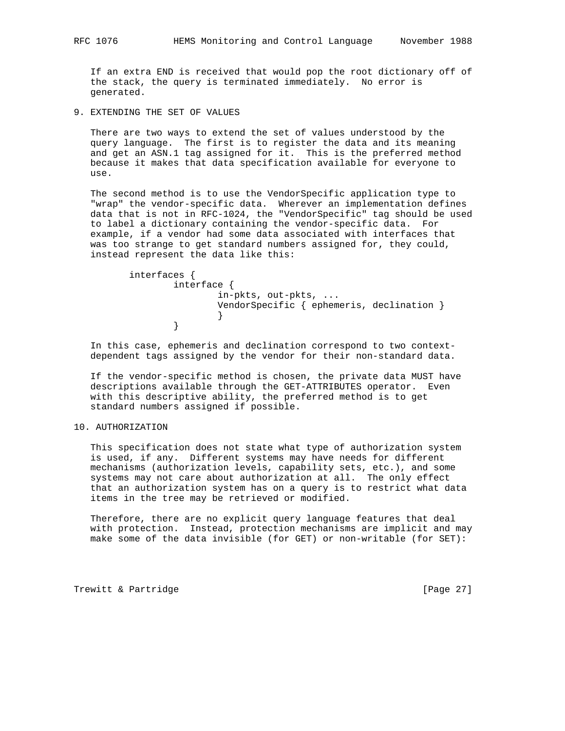If an extra END is received that would pop the root dictionary off of the stack, the query is terminated immediately. No error is generated.

## 9. EXTENDING THE SET OF VALUES

There are two ways to extend the set of values understood by the query language. The first is to register the data and its meaning and get an ASN.1 tag assigned for it. This is the preferred method because it makes that data specification available for everyone to use.

The second method is to use the VendorSpecific application type to "wrap" the vendor-specific data. Wherever an implementation defines data that is not in RFC-1024, the "VendorSpecific" tag should be used to label a dictionary containing the vendor-specific data. For example, if a vendor had some data associated with interfaces that was too strange to get standard numbers assigned for, they could, instead represent the data like this:

```
interfaces {
        interface {
                in-pkts, out-pkts, ...
                VendorSpecific { ephemeris, declination }
                }
        }
```

In this case, ephemeris and declination correspond to two context-dependent tags assigned by the vendor for their non-standard data.

If the vendor-specific method is chosen, the private data MUST have descriptions available through the GET-ATTRIBUTES operator. Even with this descriptive ability, the preferred method is to get standard numbers assigned if possible.

## 10. AUTHORIZATION

This specification does not state what type of authorization system is used, if any. Different systems may have needs for different mechanisms (authorization levels, capability sets, etc.), and some systems may not care about authorization at all. The only effect that an authorization system has on a query is to restrict what data items in the tree may be retrieved or modified.

Therefore, there are no explicit query language features that deal with protection. Instead, protection mechanisms are implicit and may make some of the data invisible (for GET) or non-writable (for SET):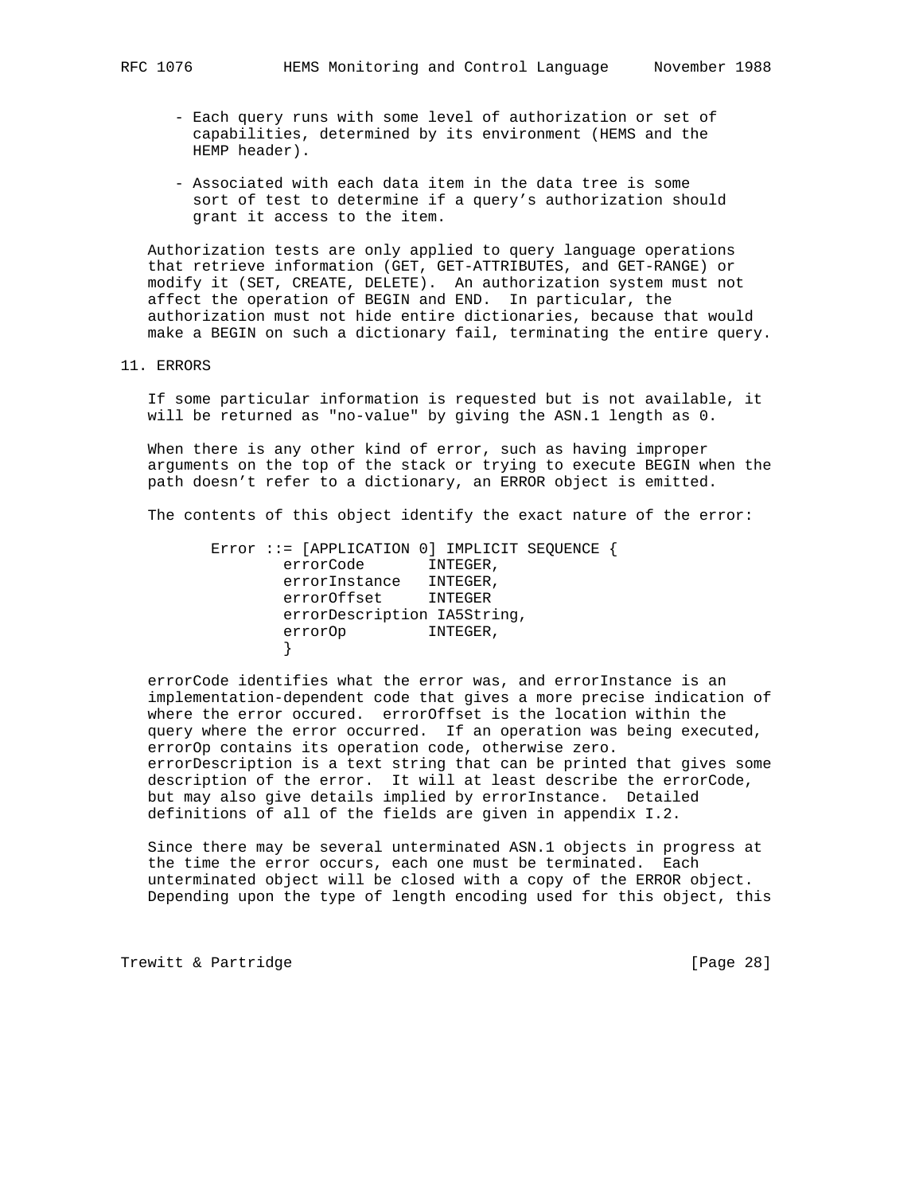- Each query runs with some level of authorization or set of capabilities, determined by its environment (HEMS and the HEMP header).

- Associated with each data item in the data tree is some sort of test to determine if a query's authorization should grant it access to the item.

Authorization tests are only applied to query language operations that retrieve information (GET, GET-ATTRIBUTES, and GET-RANGE) or modify it (SET, CREATE, DELETE). An authorization system must not affect the operation of BEGIN and END. In particular, the authorization must not hide entire dictionaries, because that would make a BEGIN on such a dictionary fail, terminating the entire query.

## 11. ERRORS

If some particular information is requested but is not available, it will be returned as "no-value" by giving the ASN.1 length as 0.

When there is any other kind of error, such as having improper arguments on the top of the stack or trying to execute BEGIN when the path doesn't refer to a dictionary, an ERROR object is emitted.

The contents of this object identify the exact nature of the error:

```
Error ::= [APPLICATION 0] IMPLICIT SEQUENCE {
        errorCode        INTEGER,
        errorInstance    INTEGER,
        errorOffset      INTEGER
        errorDescription IA5String,
        errorOp          INTEGER,
        }
```

errorCode identifies what the error was, and errorInstance is an implementation-dependent code that gives a more precise indication of where the error occured. errorOffset is the location within the query where the error occurred. If an operation was being executed, errorOp contains its operation code, otherwise zero. errorDescription is a text string that can be printed that gives some description of the error. It will at least describe the errorCode, but may also give details implied by errorInstance. Detailed definitions of all of the fields are given in appendix I.2.

Since there may be several unterminated ASN.1 objects in progress at the time the error occurs, each one must be terminated. Each unterminated object will be closed with a copy of the ERROR object. Depending upon the type of length encoding used for this object, this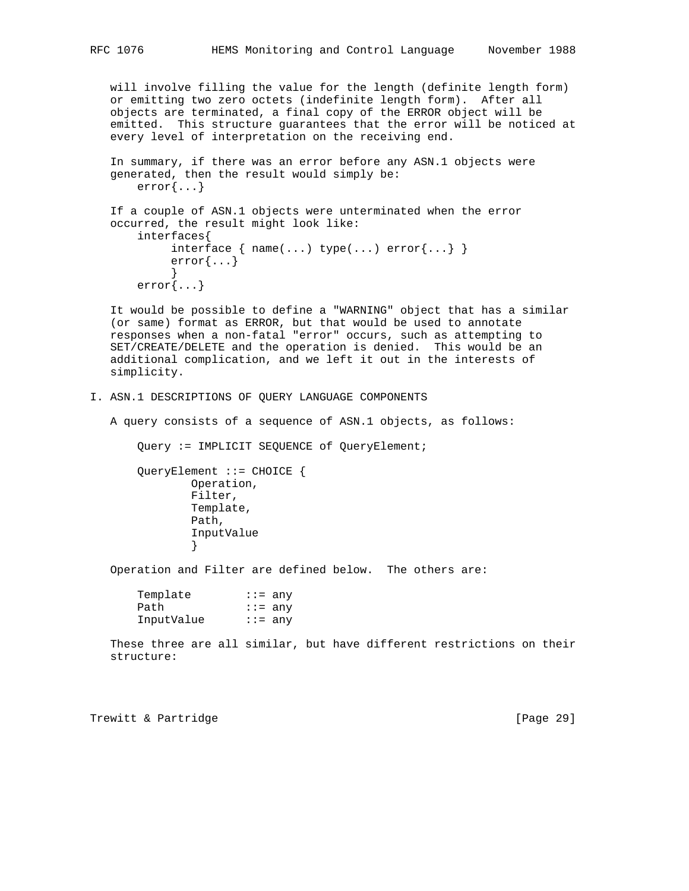will involve filling the value for the length (definite length form) or emitting two zero octets (indefinite length form). After all objects are terminated, a final copy of the ERROR object will be emitted. This structure guarantees that the error will be noticed at every level of interpretation on the receiving end.

In summary, if there was an error before any ASN.1 objects were generated, then the result would simply be:

```
error{...}
```

If a couple of ASN.1 objects were unterminated when the error occurred, the result might look like:

```
interfaces{
     interface { name(...) type(...) error{...} }
     error{...}
     }
error{...}
```

It would be possible to define a "WARNING" object that has a similar (or same) format as ERROR, but that would be used to annotate responses when a non-fatal "error" occurs, such as attempting to SET/CREATE/DELETE and the operation is denied. This would be an additional complication, and we left it out in the interests of simplicity.

## I. ASN.1 DESCRIPTIONS OF QUERY LANGUAGE COMPONENTS

A query consists of a sequence of ASN.1 objects, as follows:

```
Query := IMPLICIT SEQUENCE of QueryElement;

QueryElement ::= CHOICE {
        Operation,
        Filter,
        Template,
        Path,
        InputValue
        }
```

Operation and Filter are defined below. The others are:

```
Template        ::= any
Path            ::= any
InputValue      ::= any
```

These three are all similar, but have different restrictions on their structure: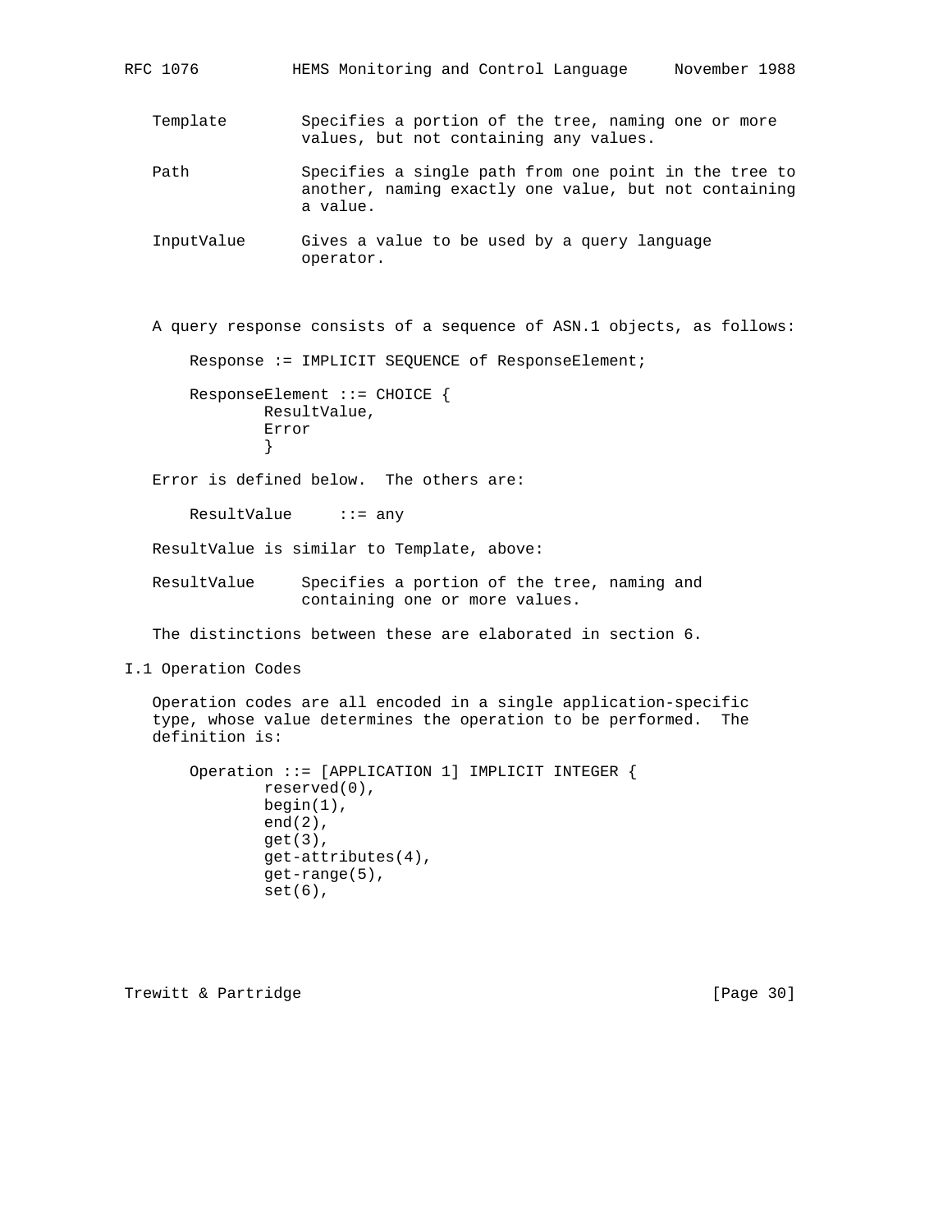Template        Specifies a portion of the tree, naming one or more values, but not containing any values.

Path            Specifies a single path from one point in the tree to another, naming exactly one value, but not containing a value.

InputValue      Gives a value to be used by a query language operator.

A query response consists of a sequence of ASN.1 objects, as follows:

```
Response := IMPLICIT SEQUENCE of ResponseElement;

ResponseElement ::= CHOICE {
        ResultValue,
        Error
        }
```

Error is defined below.  The others are:

```
ResultValue     ::= any
```

ResultValue is similar to Template, above:

ResultValue     Specifies a portion of the tree, naming and containing one or more values.

The distinctions between these are elaborated in section 6.

## I.1 Operation Codes

Operation codes are all encoded in a single application-specific type, whose value determines the operation to be performed.  The definition is:

```
Operation ::= [APPLICATION 1] IMPLICIT INTEGER {
        reserved(0),
        begin(1),
        end(2),
        get(3),
        get-attributes(4),
        get-range(5),
        set(6),
```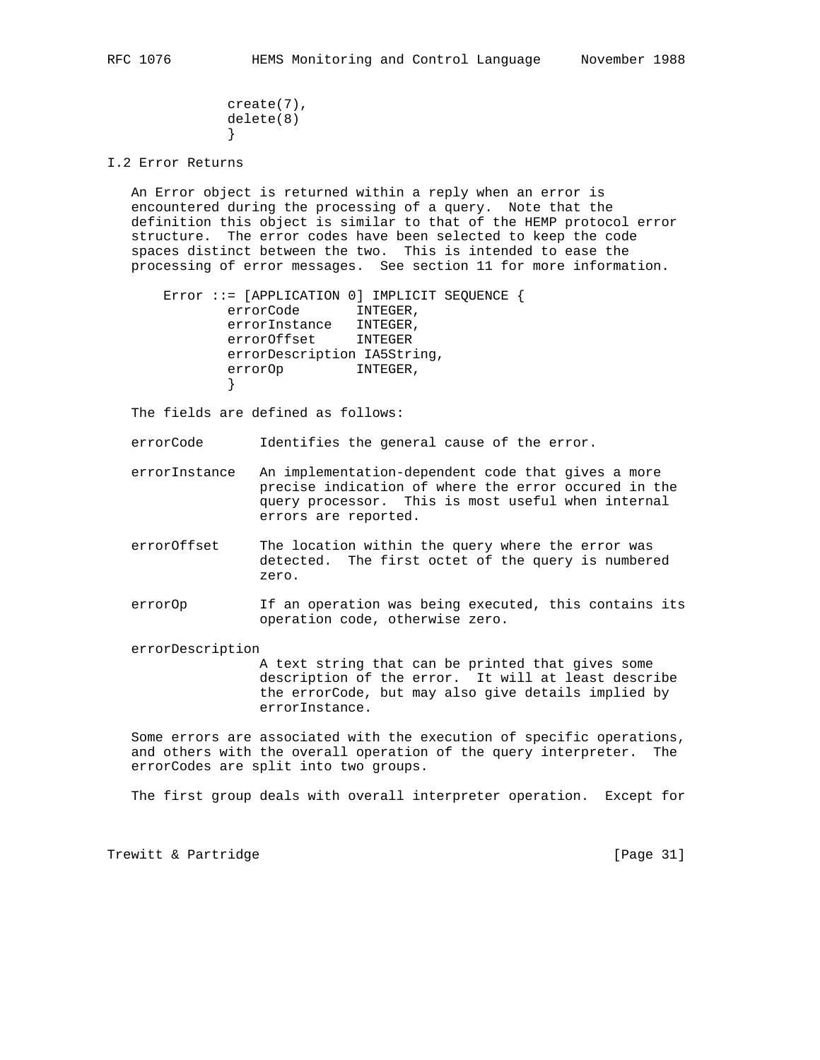```
              create(7),
              delete(8)
              }
```

## I.2 Error Returns

An Error object is returned within a reply when an error is encountered during the processing of a query. Note that the definition this object is similar to that of the HEMP protocol error structure. The error codes have been selected to keep the code spaces distinct between the two. This is intended to ease the processing of error messages. See section 11 for more information.

```
    Error ::= [APPLICATION 0] IMPLICIT SEQUENCE {
            errorCode       INTEGER,
            errorInstance   INTEGER,
            errorOffset     INTEGER
            errorDescription IA5String,
            errorOp         INTEGER,
            }
```

The fields are defined as follows:

errorCode
: Identifies the general cause of the error.

errorInstance
: An implementation-dependent code that gives a more precise indication of where the error occured in the query processor. This is most useful when internal errors are reported.

errorOffset
: The location within the query where the error was detected. The first octet of the query is numbered zero.

errorOp
: If an operation was being executed, this contains its operation code, otherwise zero.

errorDescription
: A text string that can be printed that gives some description of the error. It will at least describe the errorCode, but may also give details implied by errorInstance.

Some errors are associated with the execution of specific operations, and others with the overall operation of the query interpreter. The errorCodes are split into two groups.

The first group deals with overall interpreter operation. Except for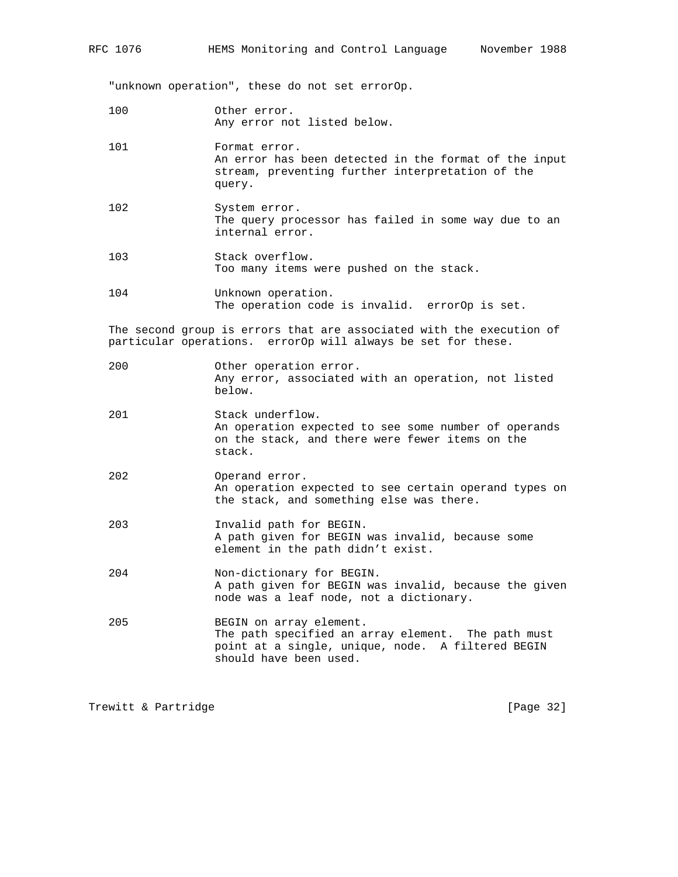"unknown operation", these do not set errorOp.

100 Other error.
Any error not listed below.

101 Format error.
An error has been detected in the format of the input stream, preventing further interpretation of the query.

102 System error.
The query processor has failed in some way due to an internal error.

103 Stack overflow.
Too many items were pushed on the stack.

104 Unknown operation.
The operation code is invalid. errorOp is set.

The second group is errors that are associated with the execution of particular operations. errorOp will always be set for these.

200 Other operation error.
Any error, associated with an operation, not listed below.

201 Stack underflow.
An operation expected to see some number of operands on the stack, and there were fewer items on the stack.

202 Operand error.
An operation expected to see certain operand types on the stack, and something else was there.

203 Invalid path for BEGIN.
A path given for BEGIN was invalid, because some element in the path didn't exist.

204 Non-dictionary for BEGIN.
A path given for BEGIN was invalid, because the given node was a leaf node, not a dictionary.

205 BEGIN on array element.
The path specified an array element. The path must point at a single, unique, node. A filtered BEGIN should have been used.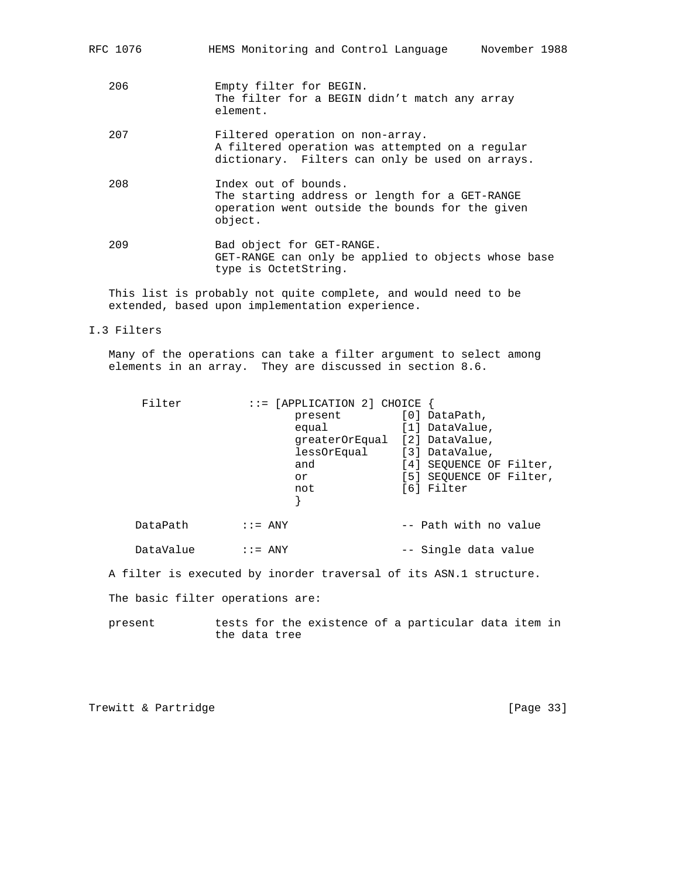206 Empty filter for BEGIN.
The filter for a BEGIN didn't match any array element.

207 Filtered operation on non-array.
A filtered operation was attempted on a regular dictionary. Filters can only be used on arrays.

208 Index out of bounds.
The starting address or length for a GET-RANGE operation went outside the bounds for the given object.

209 Bad object for GET-RANGE.
GET-RANGE can only be applied to objects whose base type is OctetString.

This list is probably not quite complete, and would need to be extended, based upon implementation experience.

## I.3 Filters

Many of the operations can take a filter argument to select among elements in an array. They are discussed in section 8.6.

```
     Filter          ::= [APPLICATION 2] CHOICE {
                             present         [0] DataPath,
                             equal           [1] DataValue,
                             greaterOrEqual  [2] DataValue,
                             lessOrEqual     [3] DataValue,
                             and             [4] SEQUENCE OF Filter,
                             or              [5] SEQUENCE OF Filter,
                             not             [6] Filter
                             }

    DataPath        ::= ANY                 -- Path with no value

    DataValue       ::= ANY                 -- Single data value
```

A filter is executed by inorder traversal of its ASN.1 structure.

The basic filter operations are:

present tests for the existence of a particular data item in the data tree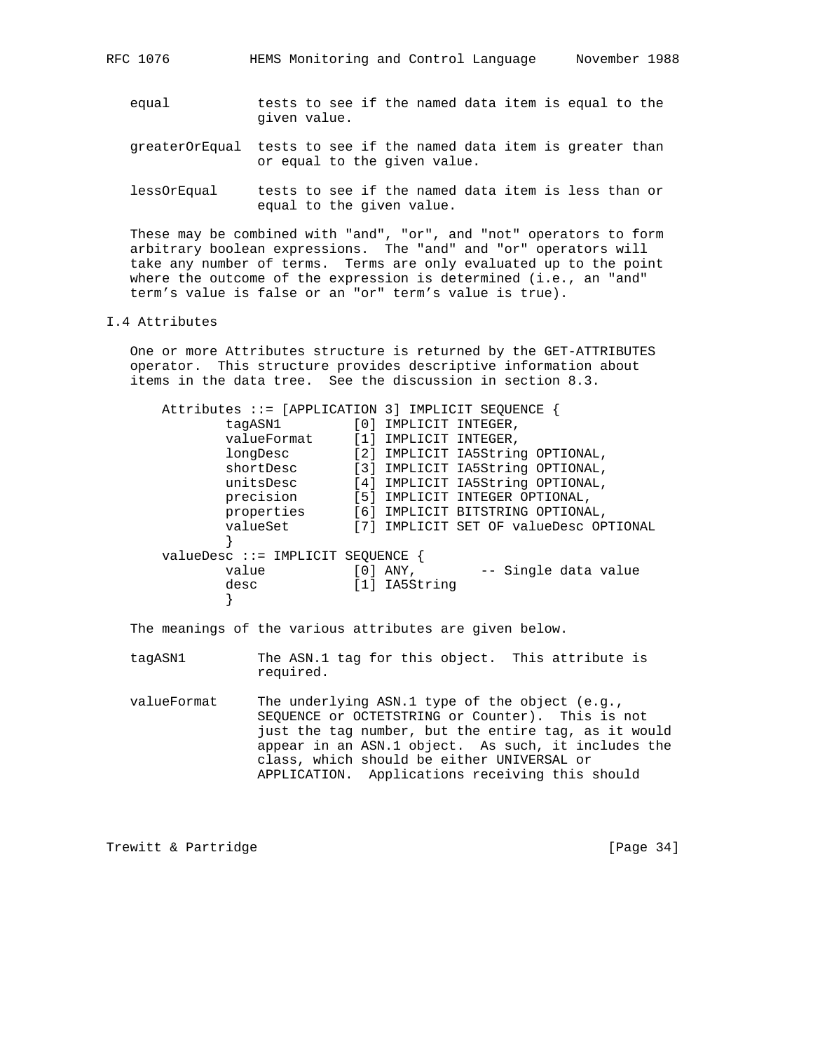equal — tests to see if the named data item is equal to the given value.

greaterOrEqual — tests to see if the named data item is greater than or equal to the given value.

lessOrEqual — tests to see if the named data item is less than or equal to the given value.

These may be combined with "and", "or", and "not" operators to form arbitrary boolean expressions. The "and" and "or" operators will take any number of terms. Terms are only evaluated up to the point where the outcome of the expression is determined (i.e., an "and" term's value is false or an "or" term's value is true).

### I.4 Attributes

One or more Attributes structure is returned by the GET-ATTRIBUTES operator. This structure provides descriptive information about items in the data tree. See the discussion in section 8.3.

```
Attributes ::= [APPLICATION 3] IMPLICIT SEQUENCE {
        tagASN1         [0] IMPLICIT INTEGER,
        valueFormat     [1] IMPLICIT INTEGER,
        longDesc        [2] IMPLICIT IA5String OPTIONAL,
        shortDesc       [3] IMPLICIT IA5String OPTIONAL,
        unitsDesc       [4] IMPLICIT IA5String OPTIONAL,
        precision       [5] IMPLICIT INTEGER OPTIONAL,
        properties      [6] IMPLICIT BITSTRING OPTIONAL,
        valueSet        [7] IMPLICIT SET OF valueDesc OPTIONAL
        }
valueDesc ::= IMPLICIT SEQUENCE {
        value           [0] ANY,        -- Single data value
        desc            [1] IA5String
        }
```

The meanings of the various attributes are given below.

tagASN1 — The ASN.1 tag for this object. This attribute is required.

valueFormat — The underlying ASN.1 type of the object (e.g., SEQUENCE or OCTETSTRING or Counter). This is not just the tag number, but the entire tag, as it would appear in an ASN.1 object. As such, it includes the class, which should be either UNIVERSAL or APPLICATION. Applications receiving this should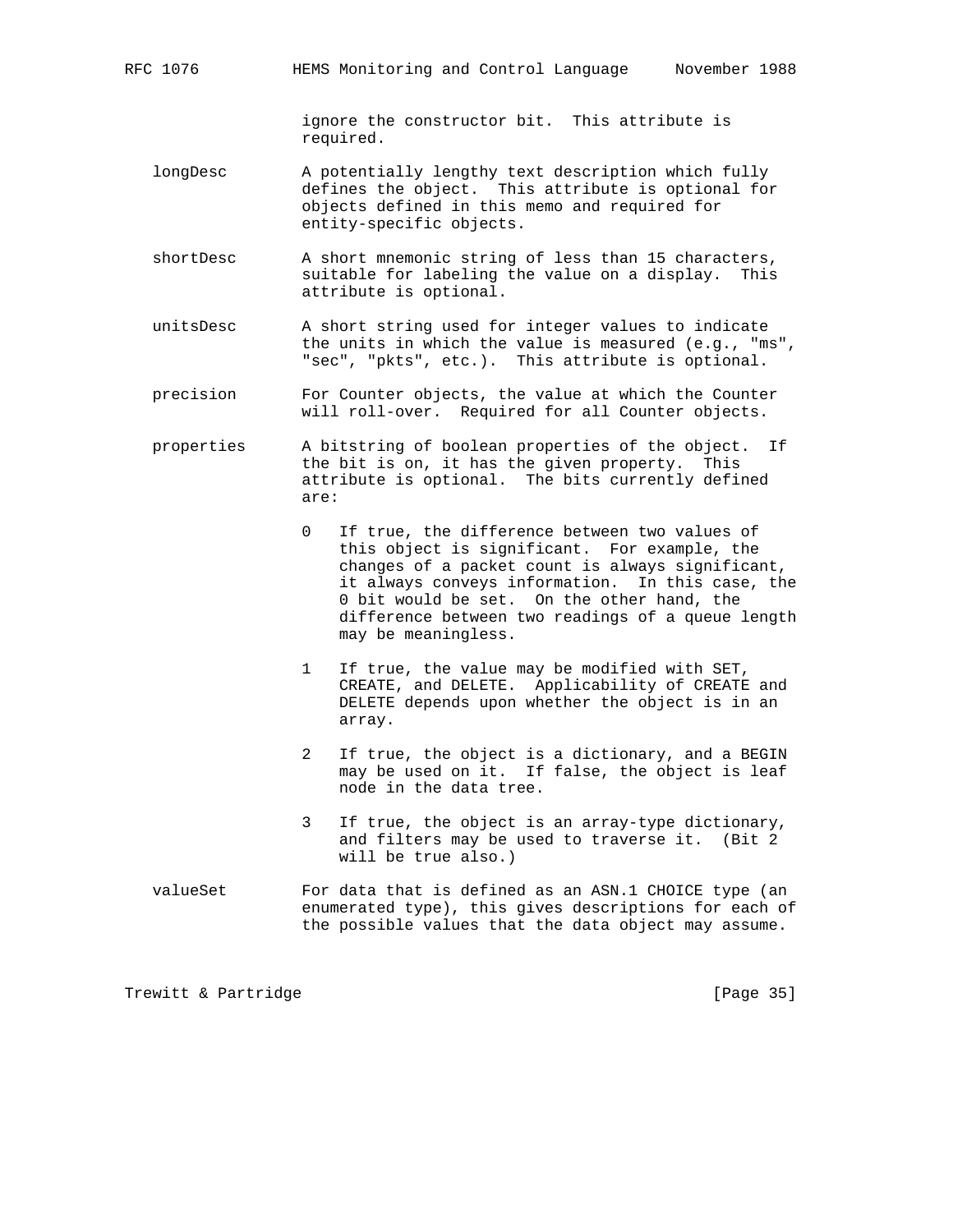ignore the constructor bit. This attribute is required.

longDesc — A potentially lengthy text description which fully defines the object. This attribute is optional for objects defined in this memo and required for entity-specific objects.

shortDesc — A short mnemonic string of less than 15 characters, suitable for labeling the value on a display. This attribute is optional.

unitsDesc — A short string used for integer values to indicate the units in which the value is measured (e.g., "ms", "sec", "pkts", etc.). This attribute is optional.

precision — For Counter objects, the value at which the Counter will roll-over. Required for all Counter objects.

properties — A bitstring of boolean properties of the object. If the bit is on, it has the given property. This attribute is optional. The bits currently defined are:

- 0 If true, the difference between two values of this object is significant. For example, the changes of a packet count is always significant, it always conveys information. In this case, the 0 bit would be set. On the other hand, the difference between two readings of a queue length may be meaningless.
- 1 If true, the value may be modified with SET, CREATE, and DELETE. Applicability of CREATE and DELETE depends upon whether the object is in an array.
- 2 If true, the object is a dictionary, and a BEGIN may be used on it. If false, the object is leaf node in the data tree.
- 3 If true, the object is an array-type dictionary, and filters may be used to traverse it. (Bit 2 will be true also.)

valueSet — For data that is defined as an ASN.1 CHOICE type (an enumerated type), this gives descriptions for each of the possible values that the data object may assume.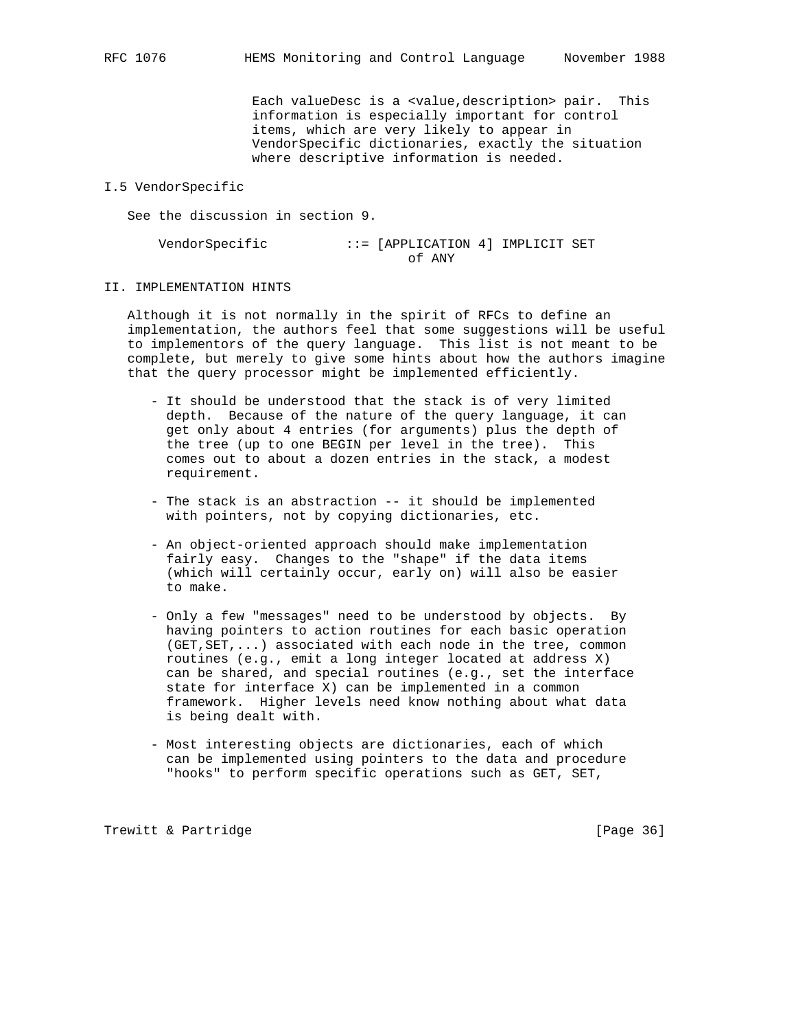Each valueDesc is a <value,description> pair. This information is especially important for control items, which are very likely to appear in VendorSpecific dictionaries, exactly the situation where descriptive information is needed.

### I.5 VendorSpecific

See the discussion in section 9.

```
VendorSpecific          ::= [APPLICATION 4] IMPLICIT SET
                                of ANY
```

## II. IMPLEMENTATION HINTS

Although it is not normally in the spirit of RFCs to define an implementation, the authors feel that some suggestions will be useful to implementors of the query language. This list is not meant to be complete, but merely to give some hints about how the authors imagine that the query processor might be implemented efficiently.

- It should be understood that the stack is of very limited depth. Because of the nature of the query language, it can get only about 4 entries (for arguments) plus the depth of the tree (up to one BEGIN per level in the tree). This comes out to about a dozen entries in the stack, a modest requirement.

- The stack is an abstraction -- it should be implemented with pointers, not by copying dictionaries, etc.

- An object-oriented approach should make implementation fairly easy. Changes to the "shape" if the data items (which will certainly occur, early on) will also be easier to make.

- Only a few "messages" need to be understood by objects. By having pointers to action routines for each basic operation (GET,SET,...) associated with each node in the tree, common routines (e.g., emit a long integer located at address X) can be shared, and special routines (e.g., set the interface state for interface X) can be implemented in a common framework. Higher levels need know nothing about what data is being dealt with.

- Most interesting objects are dictionaries, each of which can be implemented using pointers to the data and procedure "hooks" to perform specific operations such as GET, SET,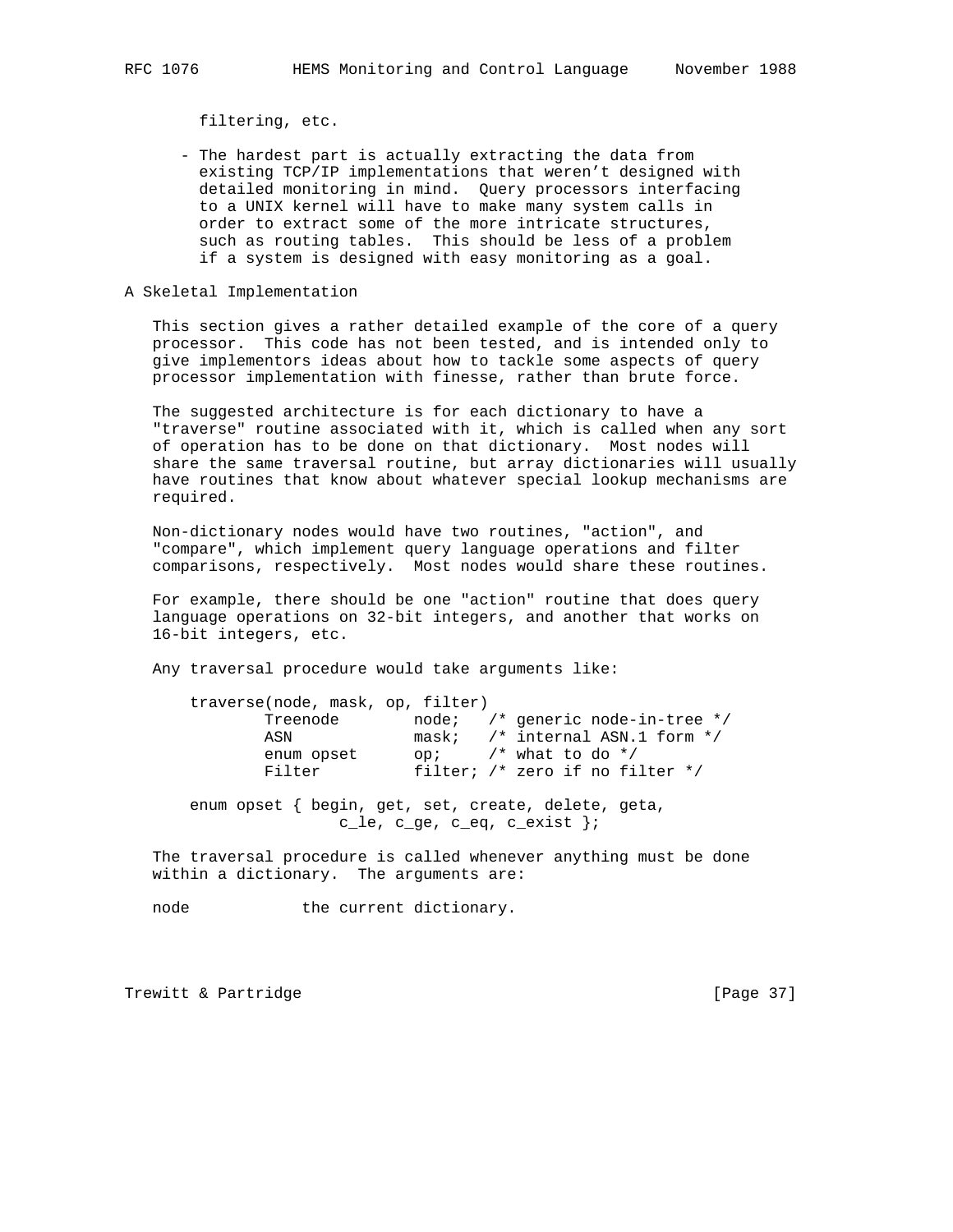filtering, etc.

- The hardest part is actually extracting the data from existing TCP/IP implementations that weren't designed with detailed monitoring in mind. Query processors interfacing to a UNIX kernel will have to make many system calls in order to extract some of the more intricate structures, such as routing tables. This should be less of a problem if a system is designed with easy monitoring as a goal.

## A Skeletal Implementation

This section gives a rather detailed example of the core of a query processor. This code has not been tested, and is intended only to give implementors ideas about how to tackle some aspects of query processor implementation with finesse, rather than brute force.

The suggested architecture is for each dictionary to have a "traverse" routine associated with it, which is called when any sort of operation has to be done on that dictionary. Most nodes will share the same traversal routine, but array dictionaries will usually have routines that know about whatever special lookup mechanisms are required.

Non-dictionary nodes would have two routines, "action", and "compare", which implement query language operations and filter comparisons, respectively. Most nodes would share these routines.

For example, there should be one "action" routine that does query language operations on 32-bit integers, and another that works on 16-bit integers, etc.

Any traversal procedure would take arguments like:

```
traverse(node, mask, op, filter)
        Treenode        node;   /* generic node-in-tree */
        ASN             mask;   /* internal ASN.1 form */
        enum opset      op;     /* what to do */
        Filter          filter; /* zero if no filter */

enum opset { begin, get, set, create, delete, geta,
                c_le, c_ge, c_eq, c_exist };
```

The traversal procedure is called whenever anything must be done within a dictionary. The arguments are:

node            the current dictionary.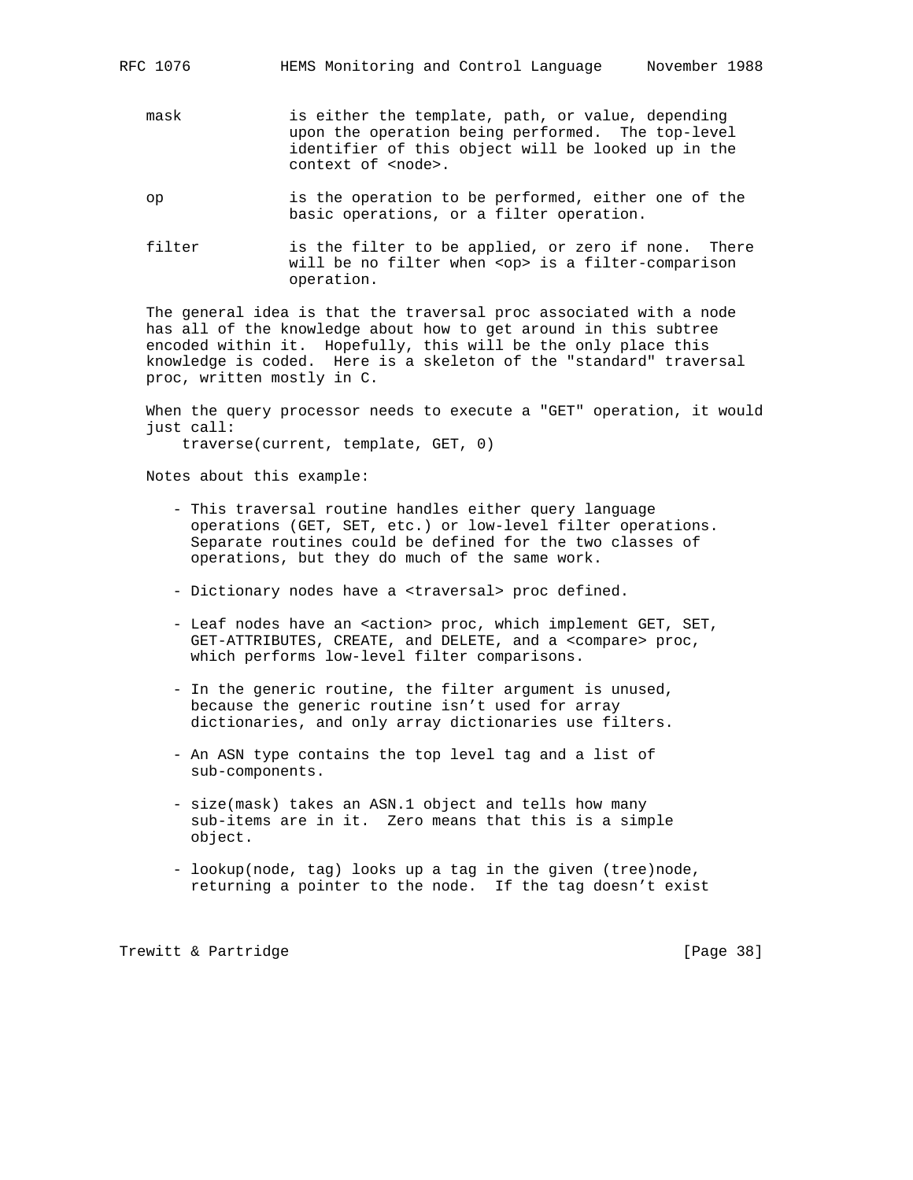mask
: is either the template, path, or value, depending upon the operation being performed. The top-level identifier of this object will be looked up in the context of <node>.

op
: is the operation to be performed, either one of the basic operations, or a filter operation.

filter
: is the filter to be applied, or zero if none. There will be no filter when <op> is a filter-comparison operation.

The general idea is that the traversal proc associated with a node has all of the knowledge about how to get around in this subtree encoded within it. Hopefully, this will be the only place this knowledge is coded. Here is a skeleton of the "standard" traversal proc, written mostly in C.

When the query processor needs to execute a "GET" operation, it would just call:

```
traverse(current, template, GET, 0)
```

Notes about this example:

- This traversal routine handles either query language operations (GET, SET, etc.) or low-level filter operations. Separate routines could be defined for the two classes of operations, but they do much of the same work.

- Dictionary nodes have a <traversal> proc defined.

- Leaf nodes have an <action> proc, which implement GET, SET, GET-ATTRIBUTES, CREATE, and DELETE, and a <compare> proc, which performs low-level filter comparisons.

- In the generic routine, the filter argument is unused, because the generic routine isn't used for array dictionaries, and only array dictionaries use filters.

- An ASN type contains the top level tag and a list of sub-components.

- size(mask) takes an ASN.1 object and tells how many sub-items are in it. Zero means that this is a simple object.

- lookup(node, tag) looks up a tag in the given (tree)node, returning a pointer to the node. If the tag doesn't exist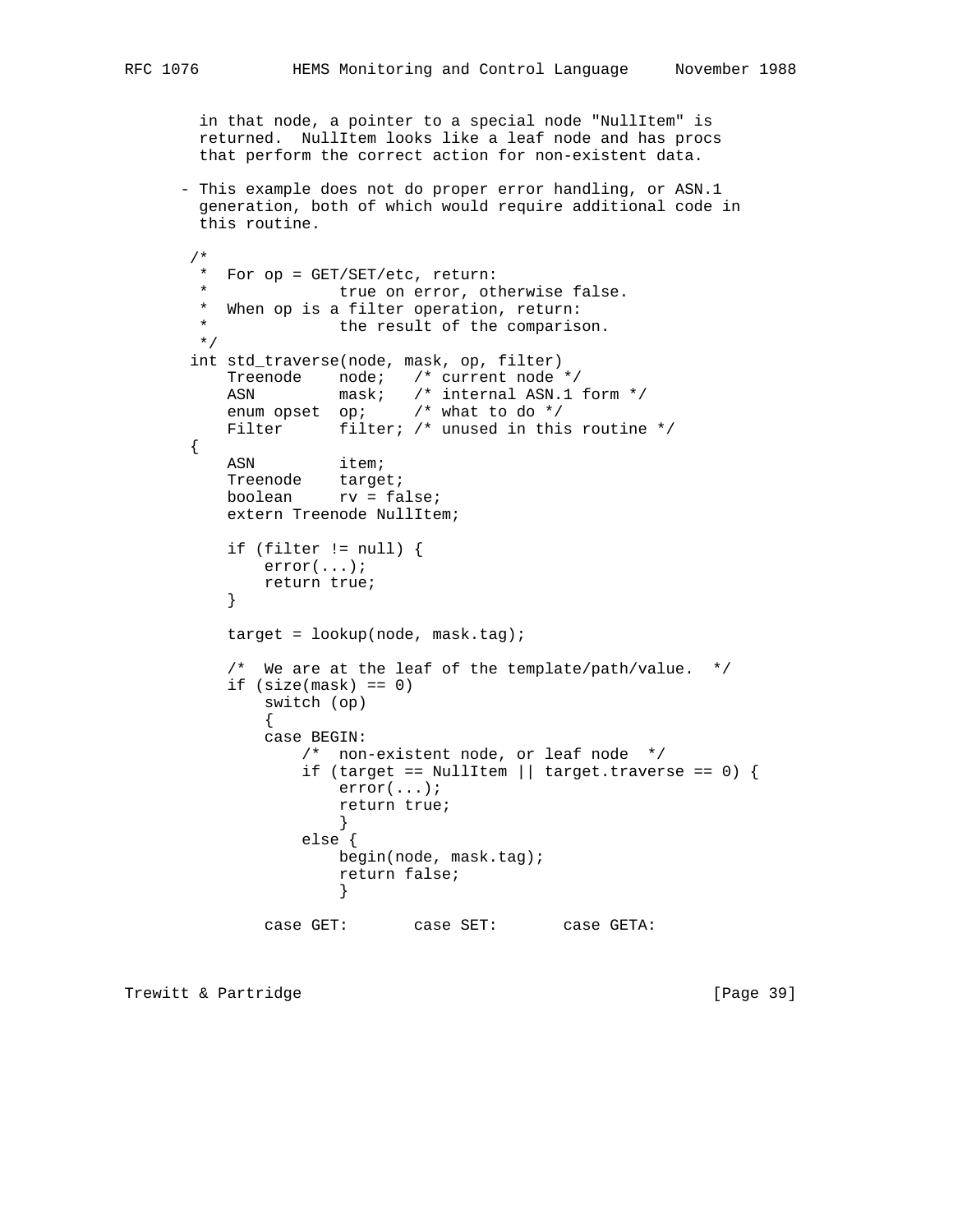in that node, a pointer to a special node "NullItem" is returned. NullItem looks like a leaf node and has procs that perform the correct action for non-existent data.

- This example does not do proper error handling, or ASN.1 generation, both of which would require additional code in this routine.

```
/*
 *  For op = GET/SET/etc, return:
 *              true on error, otherwise false.
 *  When op is a filter operation, return:
 *              the result of the comparison.
 */
int std_traverse(node, mask, op, filter)
    Treenode    node;   /* current node */
    ASN         mask;   /* internal ASN.1 form */
    enum opset  op;     /* what to do */
    Filter      filter; /* unused in this routine */
{
    ASN         item;
    Treenode    target;
    boolean     rv = false;
    extern Treenode NullItem;

    if (filter != null) {
        error(...);
        return true;
    }

    target = lookup(node, mask.tag);

    /*  We are at the leaf of the template/path/value.  */
    if (size(mask) == 0)
        switch (op)
        {
        case BEGIN:
            /*  non-existent node, or leaf node  */
            if (target == NullItem || target.traverse == 0) {
                error(...);
                return true;
                }
            else {
                begin(node, mask.tag);
                return false;
                }

        case GET:       case SET:       case GETA:
```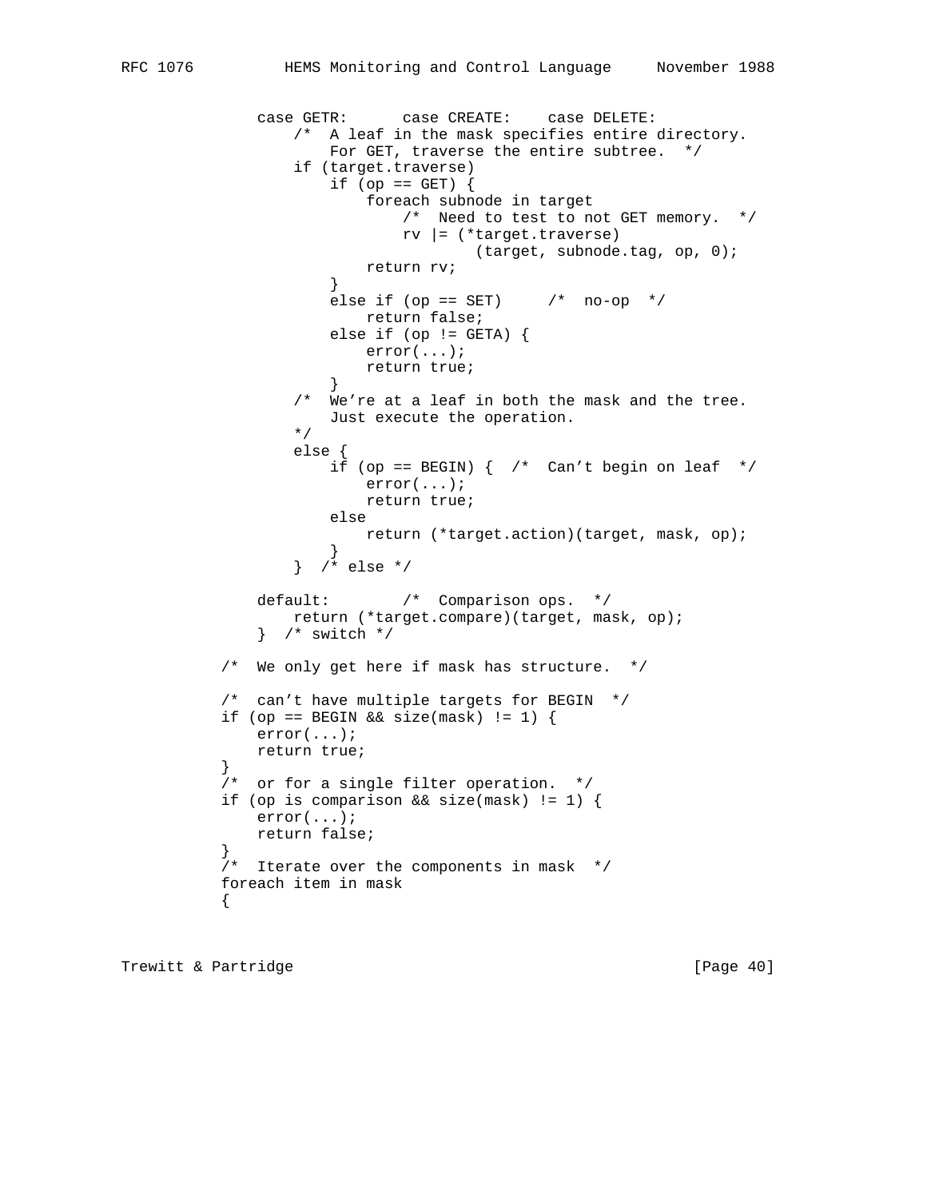```
            case GETR:      case CREATE:    case DELETE:
                /*  A leaf in the mask specifies entire directory.
                    For GET, traverse the entire subtree.  */
                if (target.traverse)
                    if (op == GET) {
                        foreach subnode in target
                            /*  Need to test to not GET memory.  */
                            rv |= (*target.traverse)
                                    (target, subnode.tag, op, 0);
                        return rv;
                    }
                    else if (op == SET)     /*  no-op  */
                        return false;
                    else if (op != GETA) {
                        error(...);
                        return true;
                    }
                /*  We're at a leaf in both the mask and the tree.
                    Just execute the operation.
                */
                else {
                    if (op == BEGIN) {  /*  Can't begin on leaf  */
                        error(...);
                        return true;
                    else
                        return (*target.action)(target, mask, op);
                    }
                }  /* else */

            default:        /*  Comparison ops.  */
                return (*target.compare)(target, mask, op);
            }  /* switch */

        /*  We only get here if mask has structure.  */

        /*  can't have multiple targets for BEGIN  */
        if (op == BEGIN && size(mask) != 1) {
            error(...);
            return true;
        }
        /*  or for a single filter operation.  */
        if (op is comparison && size(mask) != 1) {
            error(...);
            return false;
        }
        /*  Iterate over the components in mask  */
        foreach item in mask
        {
```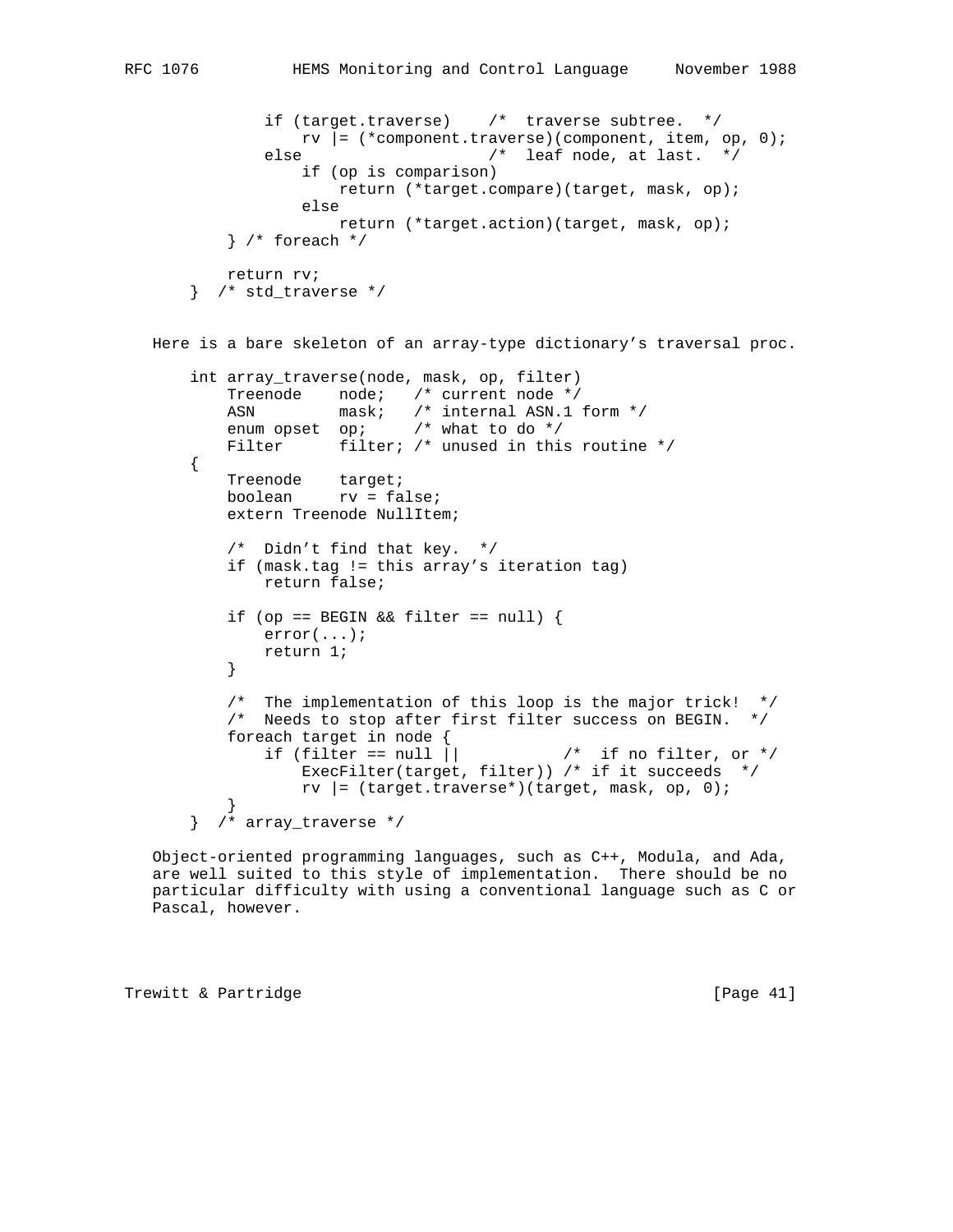```
            if (target.traverse)    /*  traverse subtree.  */
                rv |= (*component.traverse)(component, item, op, 0);
            else                    /*  leaf node, at last.  */
                if (op is comparison)
                    return (*target.compare)(target, mask, op);
                else
                    return (*target.action)(target, mask, op);
        } /* foreach */

        return rv;
    }  /* std_traverse */
```

Here is a bare skeleton of an array-type dictionary's traversal proc.

```
    int array_traverse(node, mask, op, filter)
        Treenode    node;   /* current node */
        ASN         mask;   /* internal ASN.1 form */
        enum opset  op;     /* what to do */
        Filter      filter; /* unused in this routine */
    {
        Treenode    target;
        boolean     rv = false;
        extern Treenode NullItem;

        /*  Didn't find that key.  */
        if (mask.tag != this array's iteration tag)
            return false;

        if (op == BEGIN && filter == null) {
            error(...);
            return 1;
        }

        /*  The implementation of this loop is the major trick!  */
        /*  Needs to stop after first filter success on BEGIN.  */
        foreach target in node {
            if (filter == null ||           /*  if no filter, or */
                ExecFilter(target, filter)) /* if it succeeds  */
                rv |= (target.traverse*)(target, mask, op, 0);
        }
    }  /* array_traverse */
```

Object-oriented programming languages, such as C++, Modula, and Ada, are well suited to this style of implementation. There should be no particular difficulty with using a conventional language such as C or Pascal, however.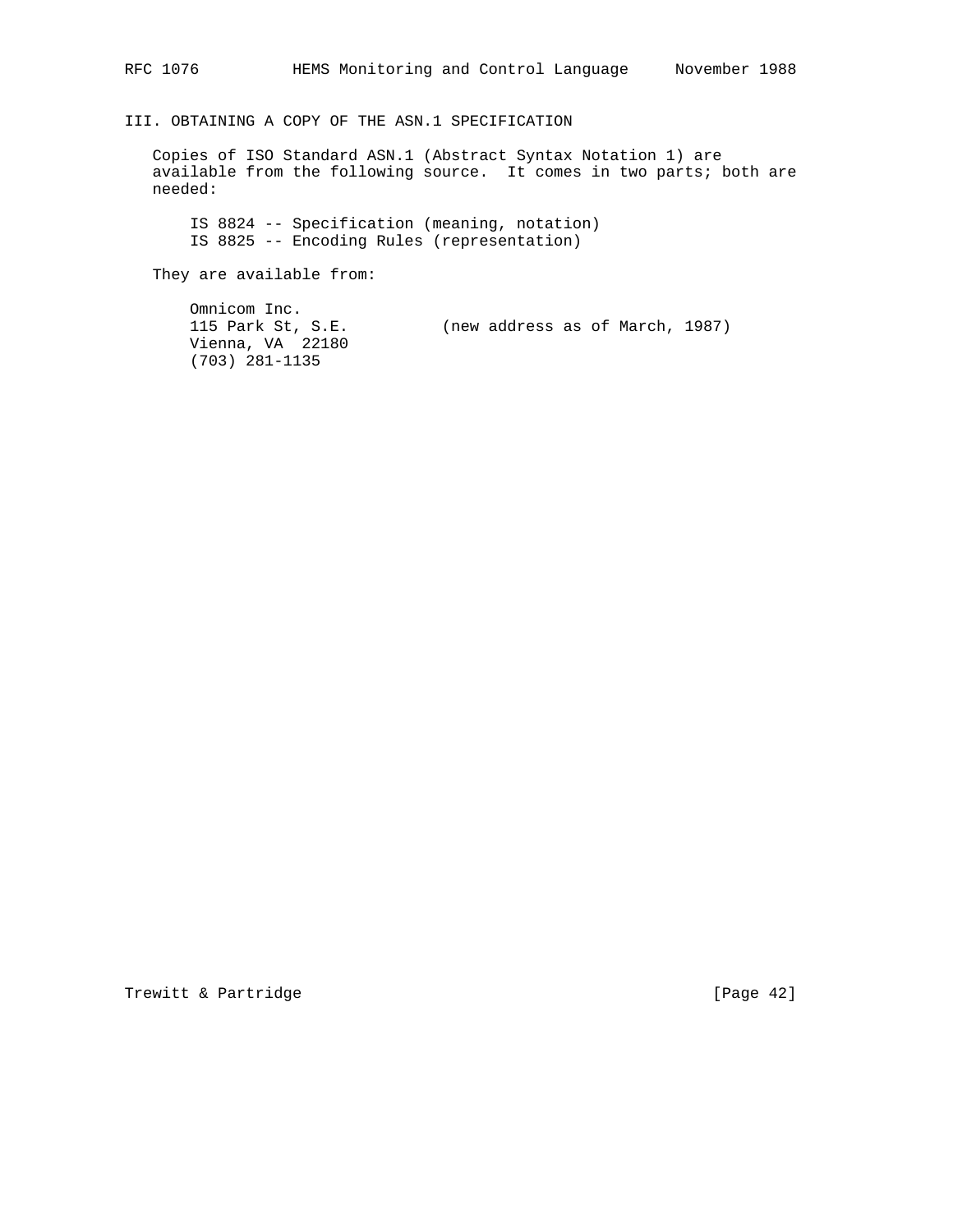## III. OBTAINING A COPY OF THE ASN.1 SPECIFICATION

Copies of ISO Standard ASN.1 (Abstract Syntax Notation 1) are available from the following source. It comes in two parts; both are needed:

```
IS 8824 -- Specification (meaning, notation)
IS 8825 -- Encoding Rules (representation)
```

They are available from:

```
Omnicom Inc.
115 Park St, S.E.          (new address as of March, 1987)
Vienna, VA  22180
(703) 281-1135
```